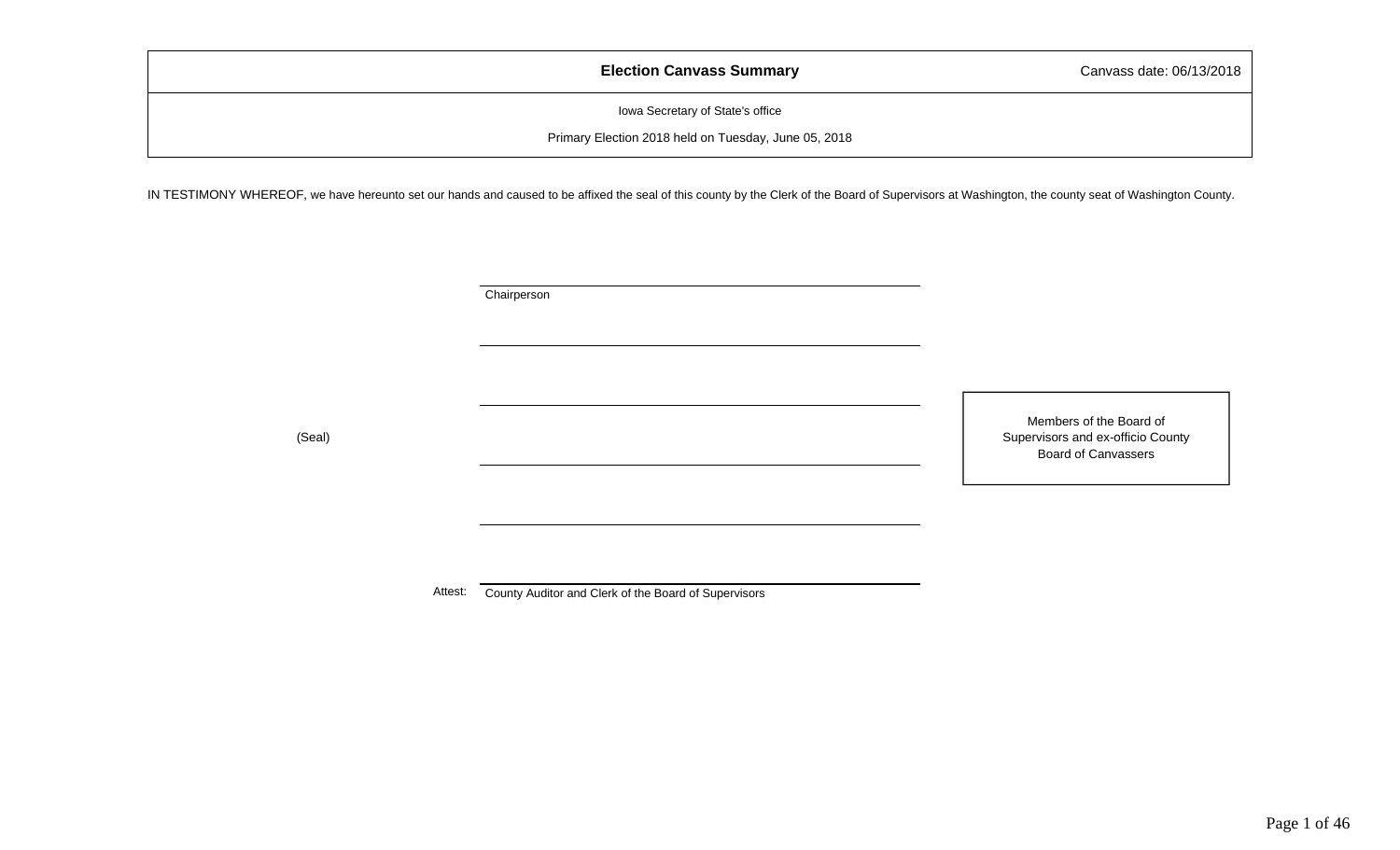| **Election Canvass Summary** | Canvass date: 06/13/2018 |
| --- | --- |
| Iowa Secretary of State's office<br>Primary Election 2018 held on Tuesday, June 05, 2018 | |

IN TESTIMONY WHEREOF, we have hereunto set our hands and caused to be affixed the seal of this county by the Clerk of the Board of Supervisors at Washington, the county seat of Washington County.

\_\_\_\_\_\_\_\_\_\_\_\_\_\_\_\_\_\_\_\_\_\_\_\_\_\_\_\_\_\_\_\_\_\_\_\_
Chairperson

\_\_\_\_\_\_\_\_\_\_\_\_\_\_\_\_\_\_\_\_\_\_\_\_\_\_\_\_\_\_\_\_\_\_\_\_

\_\_\_\_\_\_\_\_\_\_\_\_\_\_\_\_\_\_\_\_\_\_\_\_\_\_\_\_\_\_\_\_\_\_\_\_

(Seal)

\_\_\_\_\_\_\_\_\_\_\_\_\_\_\_\_\_\_\_\_\_\_\_\_\_\_\_\_\_\_\_\_\_\_\_\_

\_\_\_\_\_\_\_\_\_\_\_\_\_\_\_\_\_\_\_\_\_\_\_\_\_\_\_\_\_\_\_\_\_\_\_\_

Members of the Board of Supervisors and ex-officio County Board of Canvassers

Attest: \_\_\_\_\_\_\_\_\_\_\_\_\_\_\_\_\_\_\_\_\_\_\_\_\_\_\_\_\_\_\_\_\_\_\_\_
County Auditor and Clerk of the Board of Supervisors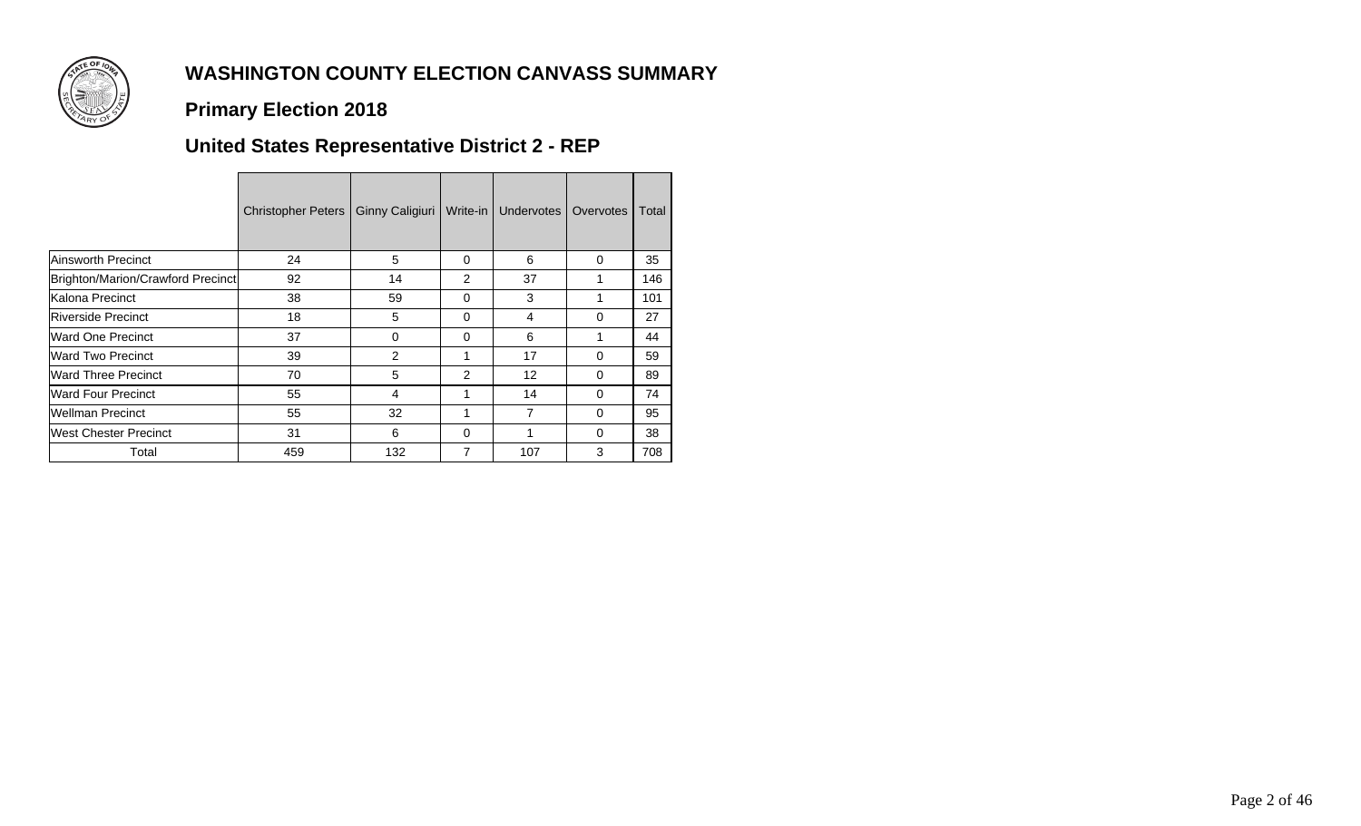# WASHINGTON COUNTY ELECTION CANVASS SUMMARY

## Primary Election 2018

## United States Representative District 2 - REP

| | Christopher Peters | Ginny Caligiuri | Write-in | Undervotes | Overvotes | Total |
|---|---|---|---|---|---|---|
| Ainsworth Precinct | 24 | 5 | 0 | 6 | 0 | 35 |
| Brighton/Marion/Crawford Precinct | 92 | 14 | 2 | 37 | 1 | 146 |
| Kalona Precinct | 38 | 59 | 0 | 3 | 1 | 101 |
| Riverside Precinct | 18 | 5 | 0 | 4 | 0 | 27 |
| Ward One Precinct | 37 | 0 | 0 | 6 | 1 | 44 |
| Ward Two Precinct | 39 | 2 | 1 | 17 | 0 | 59 |
| Ward Three Precinct | 70 | 5 | 2 | 12 | 0 | 89 |
| Ward Four Precinct | 55 | 4 | 1 | 14 | 0 | 74 |
| Wellman Precinct | 55 | 32 | 1 | 7 | 0 | 95 |
| West Chester Precinct | 31 | 6 | 0 | 1 | 0 | 38 |
| Total | 459 | 132 | 7 | 107 | 3 | 708 |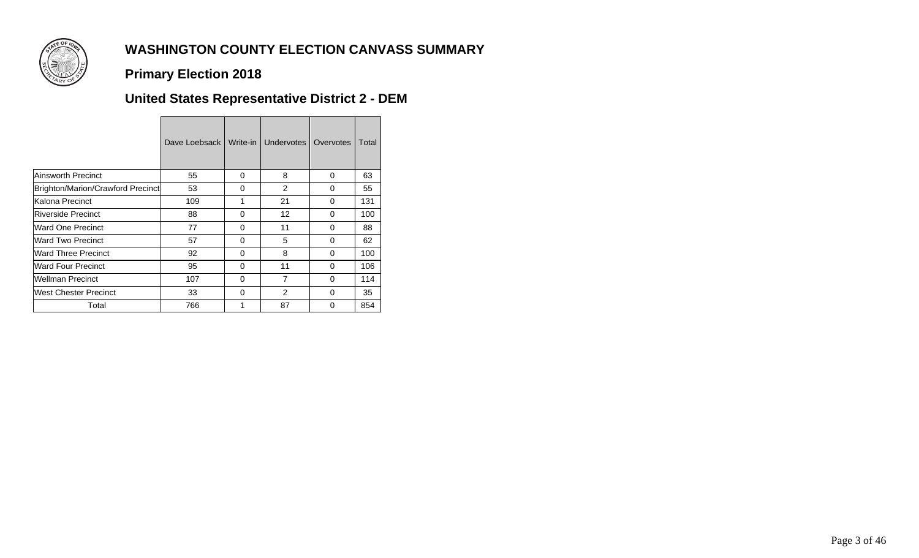# WASHINGTON COUNTY ELECTION CANVASS SUMMARY

## Primary Election 2018

## United States Representative District 2 - DEM

| | Dave Loebsack | Write-in | Undervotes | Overvotes | Total |
|---|---|---|---|---|---|
| Ainsworth Precinct | 55 | 0 | 8 | 0 | 63 |
| Brighton/Marion/Crawford Precinct | 53 | 0 | 2 | 0 | 55 |
| Kalona Precinct | 109 | 1 | 21 | 0 | 131 |
| Riverside Precinct | 88 | 0 | 12 | 0 | 100 |
| Ward One Precinct | 77 | 0 | 11 | 0 | 88 |
| Ward Two Precinct | 57 | 0 | 5 | 0 | 62 |
| Ward Three Precinct | 92 | 0 | 8 | 0 | 100 |
| Ward Four Precinct | 95 | 0 | 11 | 0 | 106 |
| Wellman Precinct | 107 | 0 | 7 | 0 | 114 |
| West Chester Precinct | 33 | 0 | 2 | 0 | 35 |
| Total | 766 | 1 | 87 | 0 | 854 |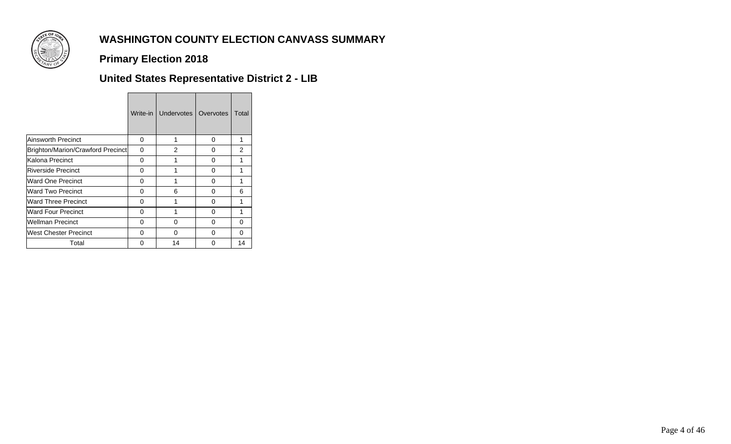# WASHINGTON COUNTY ELECTION CANVASS SUMMARY

## Primary Election 2018

## United States Representative District 2 - LIB

| | Write-in | Undervotes | Overvotes | Total |
|---|---|---|---|---|
| Ainsworth Precinct | 0 | 1 | 0 | 1 |
| Brighton/Marion/Crawford Precinct | 0 | 2 | 0 | 2 |
| Kalona Precinct | 0 | 1 | 0 | 1 |
| Riverside Precinct | 0 | 1 | 0 | 1 |
| Ward One Precinct | 0 | 1 | 0 | 1 |
| Ward Two Precinct | 0 | 6 | 0 | 6 |
| Ward Three Precinct | 0 | 1 | 0 | 1 |
| Ward Four Precinct | 0 | 1 | 0 | 1 |
| Wellman Precinct | 0 | 0 | 0 | 0 |
| West Chester Precinct | 0 | 0 | 0 | 0 |
| Total | 0 | 14 | 0 | 14 |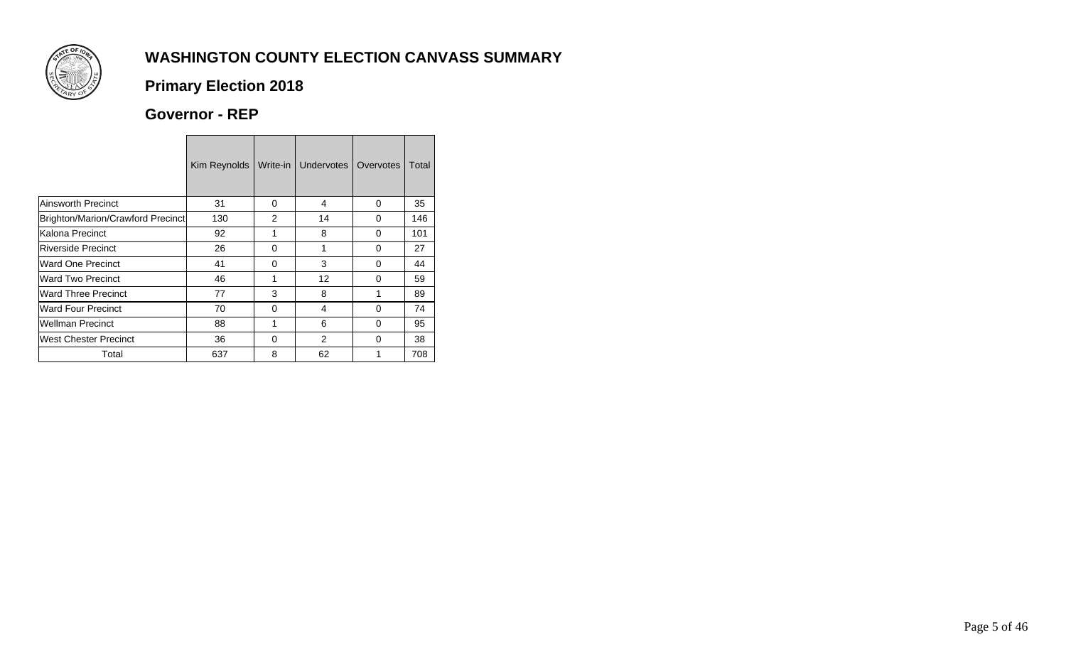# WASHINGTON COUNTY ELECTION CANVASS SUMMARY

## Primary Election 2018

## Governor - REP

| | Kim Reynolds | Write-in | Undervotes | Overvotes | Total |
|---|---|---|---|---|---|
| Ainsworth Precinct | 31 | 0 | 4 | 0 | 35 |
| Brighton/Marion/Crawford Precinct | 130 | 2 | 14 | 0 | 146 |
| Kalona Precinct | 92 | 1 | 8 | 0 | 101 |
| Riverside Precinct | 26 | 0 | 1 | 0 | 27 |
| Ward One Precinct | 41 | 0 | 3 | 0 | 44 |
| Ward Two Precinct | 46 | 1 | 12 | 0 | 59 |
| Ward Three Precinct | 77 | 3 | 8 | 1 | 89 |
| Ward Four Precinct | 70 | 0 | 4 | 0 | 74 |
| Wellman Precinct | 88 | 1 | 6 | 0 | 95 |
| West Chester Precinct | 36 | 0 | 2 | 0 | 38 |
| Total | 637 | 8 | 62 | 1 | 708 |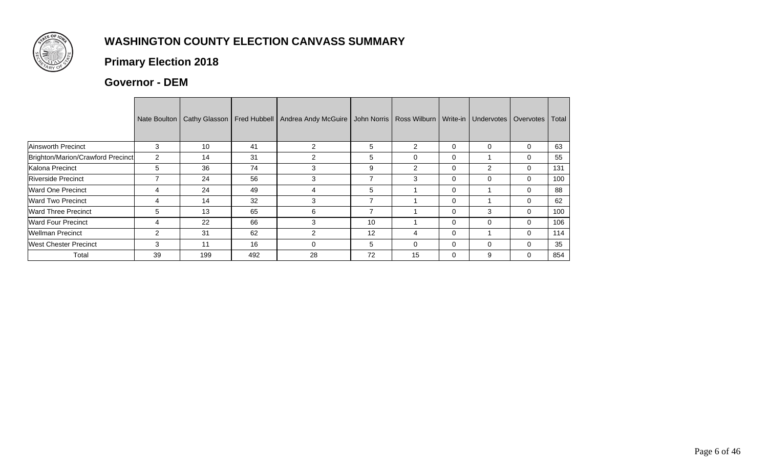# WASHINGTON COUNTY ELECTION CANVASS SUMMARY

## Primary Election 2018

## Governor - DEM

| | Nate Boulton | Cathy Glasson | Fred Hubbell | Andrea Andy McGuire | John Norris | Ross Wilburn | Write-in | Undervotes | Overvotes | Total |
|---|---|---|---|---|---|---|---|---|---|---|
| Ainsworth Precinct | 3 | 10 | 41 | 2 | 5 | 2 | 0 | 0 | 0 | 63 |
| Brighton/Marion/Crawford Precinct | 2 | 14 | 31 | 2 | 5 | 0 | 0 | 1 | 0 | 55 |
| Kalona Precinct | 5 | 36 | 74 | 3 | 9 | 2 | 0 | 2 | 0 | 131 |
| Riverside Precinct | 7 | 24 | 56 | 3 | 7 | 3 | 0 | 0 | 0 | 100 |
| Ward One Precinct | 4 | 24 | 49 | 4 | 5 | 1 | 0 | 1 | 0 | 88 |
| Ward Two Precinct | 4 | 14 | 32 | 3 | 7 | 1 | 0 | 1 | 0 | 62 |
| Ward Three Precinct | 5 | 13 | 65 | 6 | 7 | 1 | 0 | 3 | 0 | 100 |
| Ward Four Precinct | 4 | 22 | 66 | 3 | 10 | 1 | 0 | 0 | 0 | 106 |
| Wellman Precinct | 2 | 31 | 62 | 2 | 12 | 4 | 0 | 1 | 0 | 114 |
| West Chester Precinct | 3 | 11 | 16 | 0 | 5 | 0 | 0 | 0 | 0 | 35 |
| Total | 39 | 199 | 492 | 28 | 72 | 15 | 0 | 9 | 0 | 854 |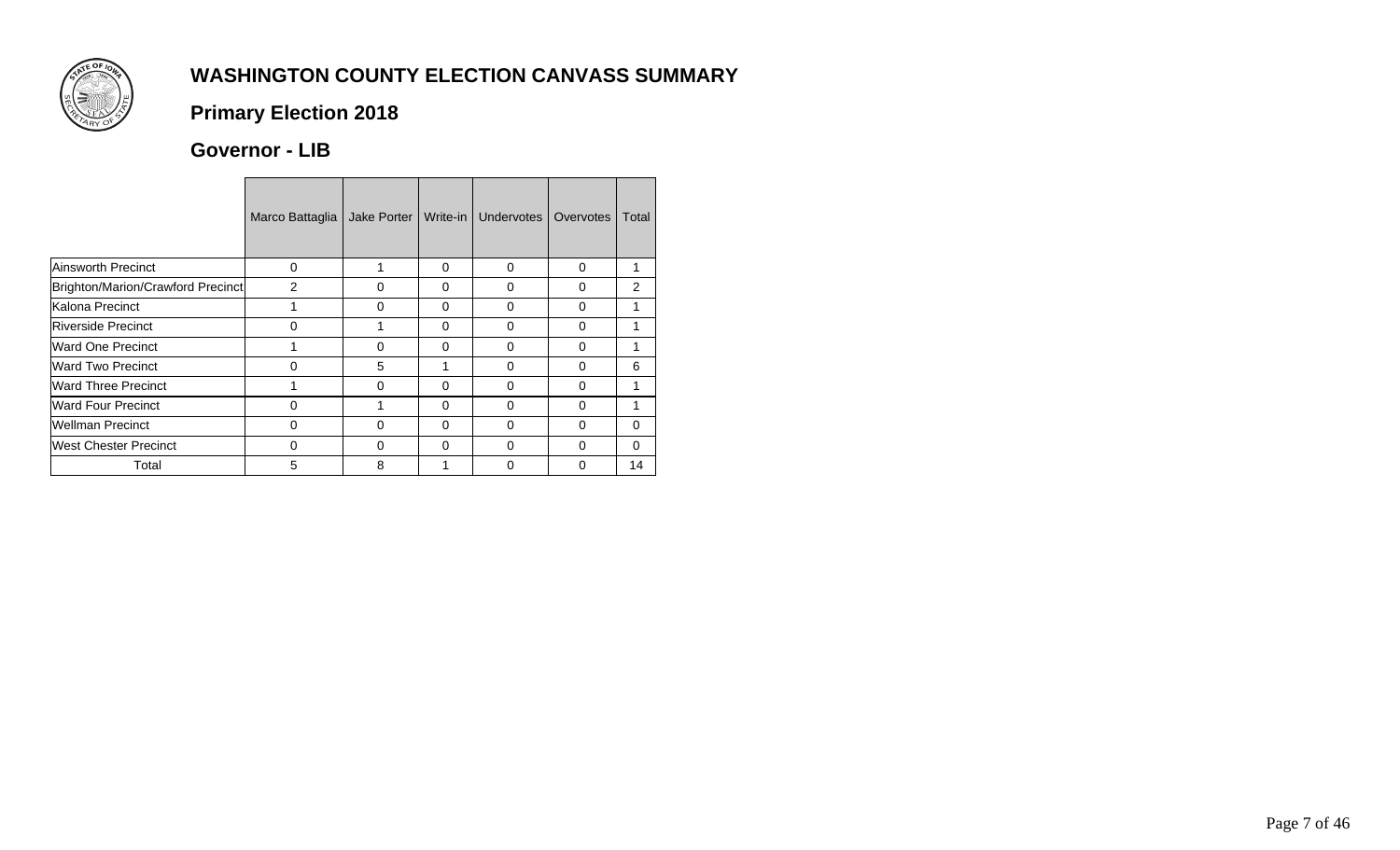# WASHINGTON COUNTY ELECTION CANVASS SUMMARY

## Primary Election 2018

## Governor - LIB

| | Marco Battaglia | Jake Porter | Write-in | Undervotes | Overvotes | Total |
|---|---|---|---|---|---|---|
| Ainsworth Precinct | 0 | 1 | 0 | 0 | 0 | 1 |
| Brighton/Marion/Crawford Precinct | 2 | 0 | 0 | 0 | 0 | 2 |
| Kalona Precinct | 1 | 0 | 0 | 0 | 0 | 1 |
| Riverside Precinct | 0 | 1 | 0 | 0 | 0 | 1 |
| Ward One Precinct | 1 | 0 | 0 | 0 | 0 | 1 |
| Ward Two Precinct | 0 | 5 | 1 | 0 | 0 | 6 |
| Ward Three Precinct | 1 | 0 | 0 | 0 | 0 | 1 |
| Ward Four Precinct | 0 | 1 | 0 | 0 | 0 | 1 |
| Wellman Precinct | 0 | 0 | 0 | 0 | 0 | 0 |
| West Chester Precinct | 0 | 0 | 0 | 0 | 0 | 0 |
| Total | 5 | 8 | 1 | 0 | 0 | 14 |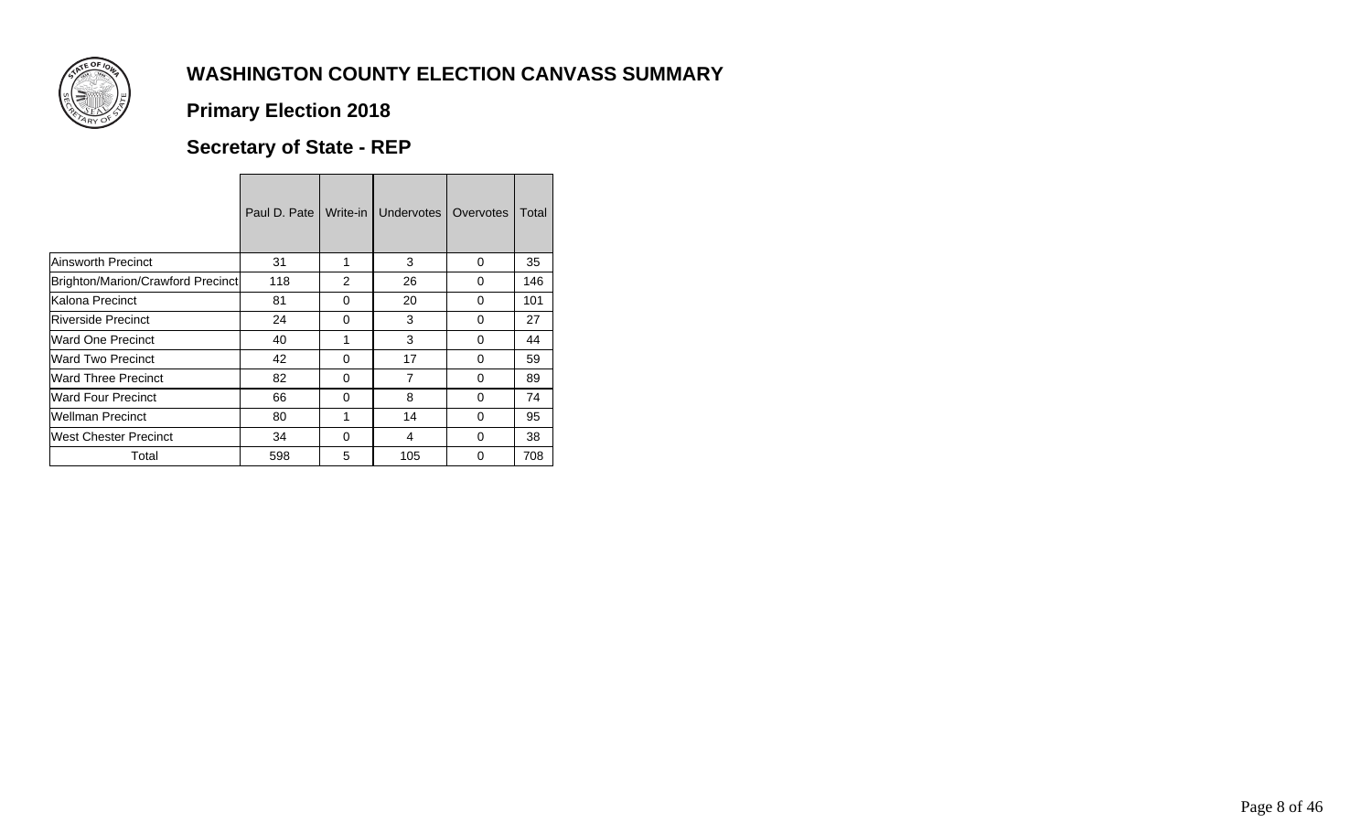# WASHINGTON COUNTY ELECTION CANVASS SUMMARY

## Primary Election 2018

## Secretary of State - REP

| | Paul D. Pate | Write-in | Undervotes | Overvotes | Total |
|---|---|---|---|---|---|
| Ainsworth Precinct | 31 | 1 | 3 | 0 | 35 |
| Brighton/Marion/Crawford Precinct | 118 | 2 | 26 | 0 | 146 |
| Kalona Precinct | 81 | 0 | 20 | 0 | 101 |
| Riverside Precinct | 24 | 0 | 3 | 0 | 27 |
| Ward One Precinct | 40 | 1 | 3 | 0 | 44 |
| Ward Two Precinct | 42 | 0 | 17 | 0 | 59 |
| Ward Three Precinct | 82 | 0 | 7 | 0 | 89 |
| Ward Four Precinct | 66 | 0 | 8 | 0 | 74 |
| Wellman Precinct | 80 | 1 | 14 | 0 | 95 |
| West Chester Precinct | 34 | 0 | 4 | 0 | 38 |
| Total | 598 | 5 | 105 | 0 | 708 |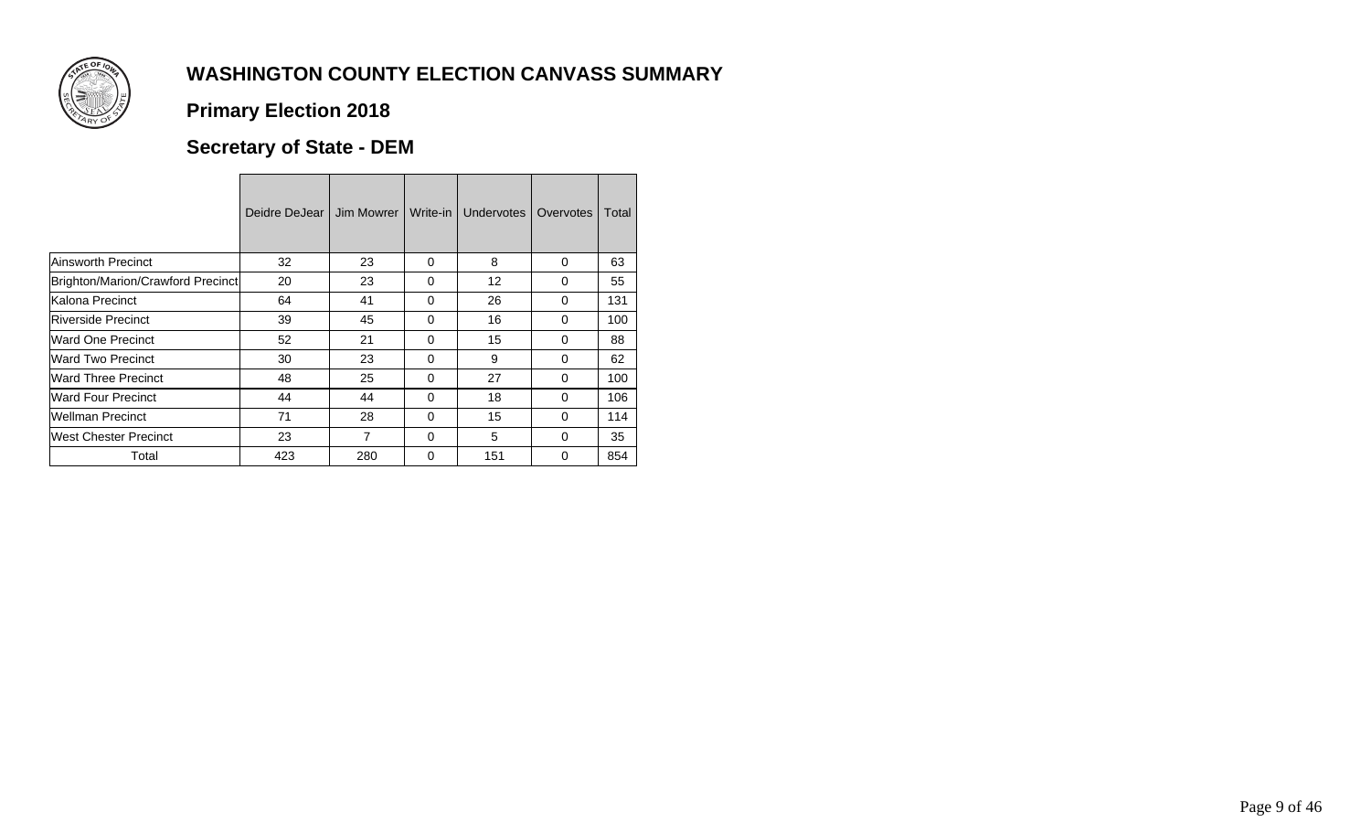## WASHINGTON COUNTY ELECTION CANVASS SUMMARY

## Primary Election 2018

## Secretary of State - DEM

| | Deidre DeJear | Jim Mowrer | Write-in | Undervotes | Overvotes | Total |
|---|---|---|---|---|---|---|
| Ainsworth Precinct | 32 | 23 | 0 | 8 | 0 | 63 |
| Brighton/Marion/Crawford Precinct | 20 | 23 | 0 | 12 | 0 | 55 |
| Kalona Precinct | 64 | 41 | 0 | 26 | 0 | 131 |
| Riverside Precinct | 39 | 45 | 0 | 16 | 0 | 100 |
| Ward One Precinct | 52 | 21 | 0 | 15 | 0 | 88 |
| Ward Two Precinct | 30 | 23 | 0 | 9 | 0 | 62 |
| Ward Three Precinct | 48 | 25 | 0 | 27 | 0 | 100 |
| Ward Four Precinct | 44 | 44 | 0 | 18 | 0 | 106 |
| Wellman Precinct | 71 | 28 | 0 | 15 | 0 | 114 |
| West Chester Precinct | 23 | 7 | 0 | 5 | 0 | 35 |
| Total | 423 | 280 | 0 | 151 | 0 | 854 |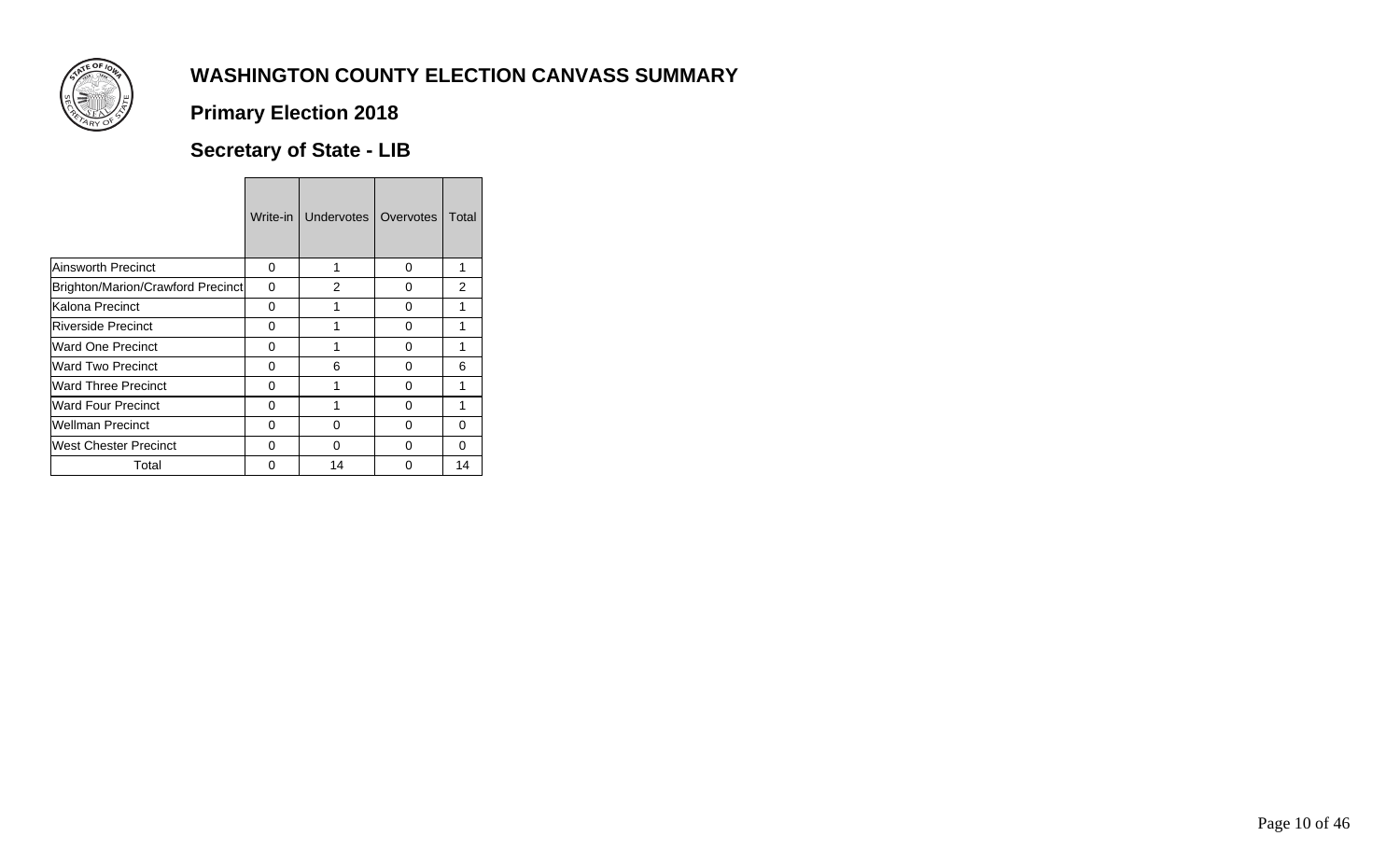# WASHINGTON COUNTY ELECTION CANVASS SUMMARY

## Primary Election 2018

## Secretary of State - LIB

| | Write-in | Undervotes | Overvotes | Total |
|---|---|---|---|---|
| Ainsworth Precinct | 0 | 1 | 0 | 1 |
| Brighton/Marion/Crawford Precinct | 0 | 2 | 0 | 2 |
| Kalona Precinct | 0 | 1 | 0 | 1 |
| Riverside Precinct | 0 | 1 | 0 | 1 |
| Ward One Precinct | 0 | 1 | 0 | 1 |
| Ward Two Precinct | 0 | 6 | 0 | 6 |
| Ward Three Precinct | 0 | 1 | 0 | 1 |
| Ward Four Precinct | 0 | 1 | 0 | 1 |
| Wellman Precinct | 0 | 0 | 0 | 0 |
| West Chester Precinct | 0 | 0 | 0 | 0 |
| Total | 0 | 14 | 0 | 14 |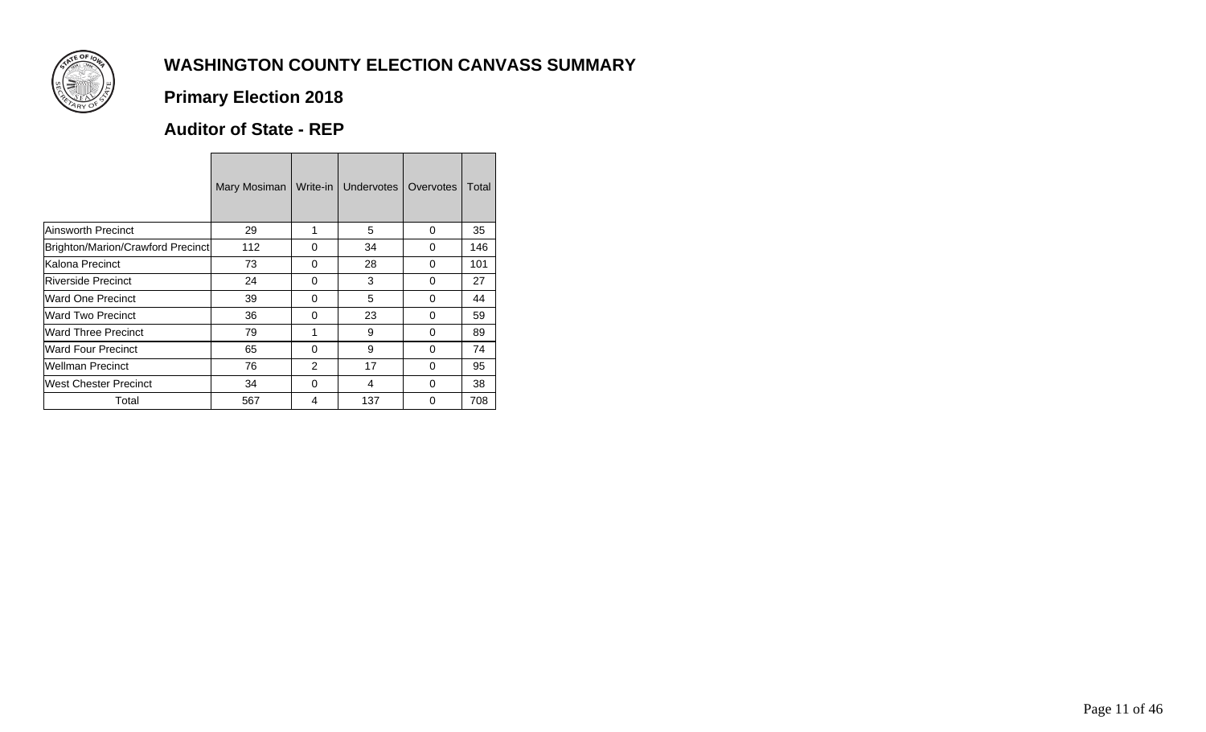# WASHINGTON COUNTY ELECTION CANVASS SUMMARY

## Primary Election 2018

## Auditor of State - REP

| | Mary Mosiman | Write-in | Undervotes | Overvotes | Total |
|---|---|---|---|---|---|
| Ainsworth Precinct | 29 | 1 | 5 | 0 | 35 |
| Brighton/Marion/Crawford Precinct | 112 | 0 | 34 | 0 | 146 |
| Kalona Precinct | 73 | 0 | 28 | 0 | 101 |
| Riverside Precinct | 24 | 0 | 3 | 0 | 27 |
| Ward One Precinct | 39 | 0 | 5 | 0 | 44 |
| Ward Two Precinct | 36 | 0 | 23 | 0 | 59 |
| Ward Three Precinct | 79 | 1 | 9 | 0 | 89 |
| Ward Four Precinct | 65 | 0 | 9 | 0 | 74 |
| Wellman Precinct | 76 | 2 | 17 | 0 | 95 |
| West Chester Precinct | 34 | 0 | 4 | 0 | 38 |
| Total | 567 | 4 | 137 | 0 | 708 |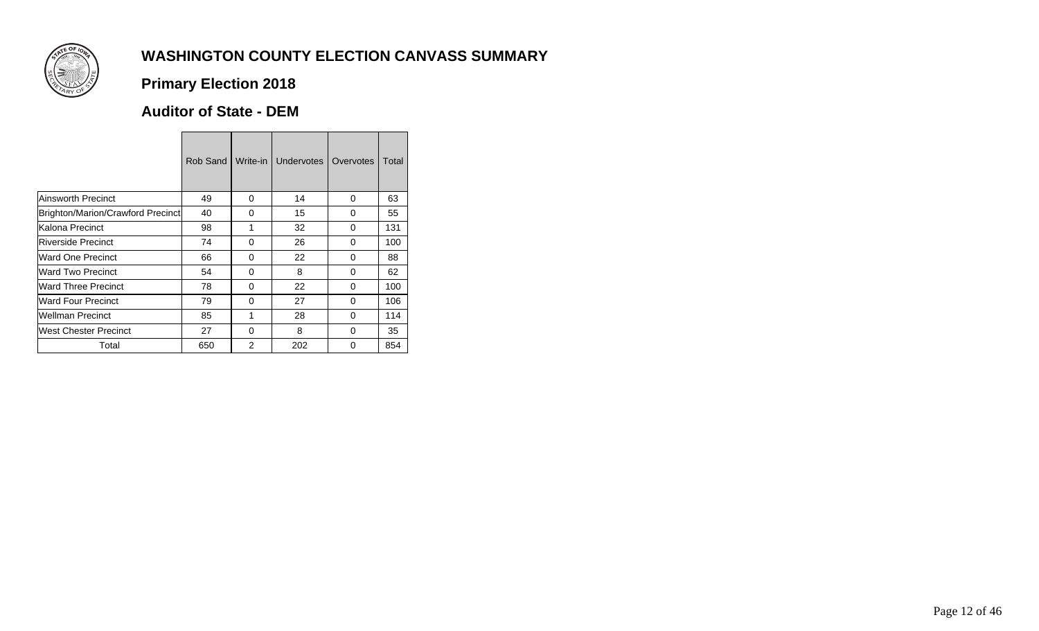# WASHINGTON COUNTY ELECTION CANVASS SUMMARY

## Primary Election 2018

## Auditor of State - DEM

| | Rob Sand | Write-in | Undervotes | Overvotes | Total |
|---|---|---|---|---|---|
| Ainsworth Precinct | 49 | 0 | 14 | 0 | 63 |
| Brighton/Marion/Crawford Precinct | 40 | 0 | 15 | 0 | 55 |
| Kalona Precinct | 98 | 1 | 32 | 0 | 131 |
| Riverside Precinct | 74 | 0 | 26 | 0 | 100 |
| Ward One Precinct | 66 | 0 | 22 | 0 | 88 |
| Ward Two Precinct | 54 | 0 | 8 | 0 | 62 |
| Ward Three Precinct | 78 | 0 | 22 | 0 | 100 |
| Ward Four Precinct | 79 | 0 | 27 | 0 | 106 |
| Wellman Precinct | 85 | 1 | 28 | 0 | 114 |
| West Chester Precinct | 27 | 0 | 8 | 0 | 35 |
| Total | 650 | 2 | 202 | 0 | 854 |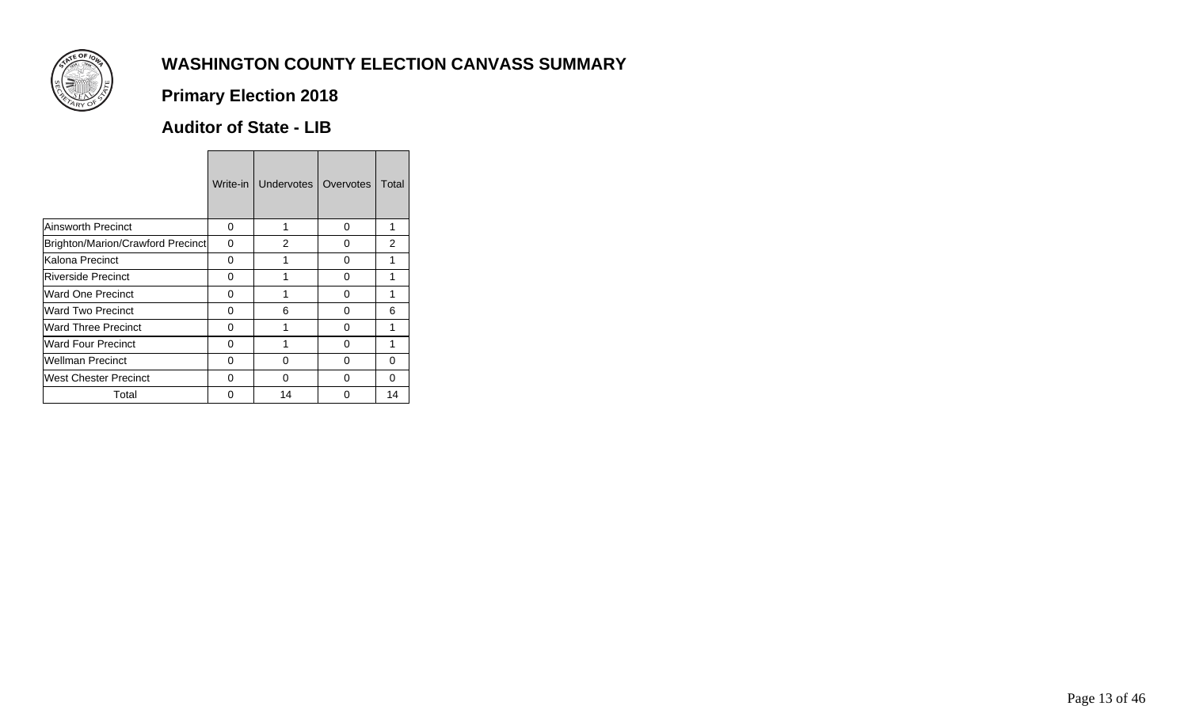# WASHINGTON COUNTY ELECTION CANVASS SUMMARY

## Primary Election 2018

### Auditor of State - LIB

| | Write-in | Undervotes | Overvotes | Total |
|---|---|---|---|---|
| Ainsworth Precinct | 0 | 1 | 0 | 1 |
| Brighton/Marion/Crawford Precinct | 0 | 2 | 0 | 2 |
| Kalona Precinct | 0 | 1 | 0 | 1 |
| Riverside Precinct | 0 | 1 | 0 | 1 |
| Ward One Precinct | 0 | 1 | 0 | 1 |
| Ward Two Precinct | 0 | 6 | 0 | 6 |
| Ward Three Precinct | 0 | 1 | 0 | 1 |
| Ward Four Precinct | 0 | 1 | 0 | 1 |
| Wellman Precinct | 0 | 0 | 0 | 0 |
| West Chester Precinct | 0 | 0 | 0 | 0 |
| Total | 0 | 14 | 0 | 14 |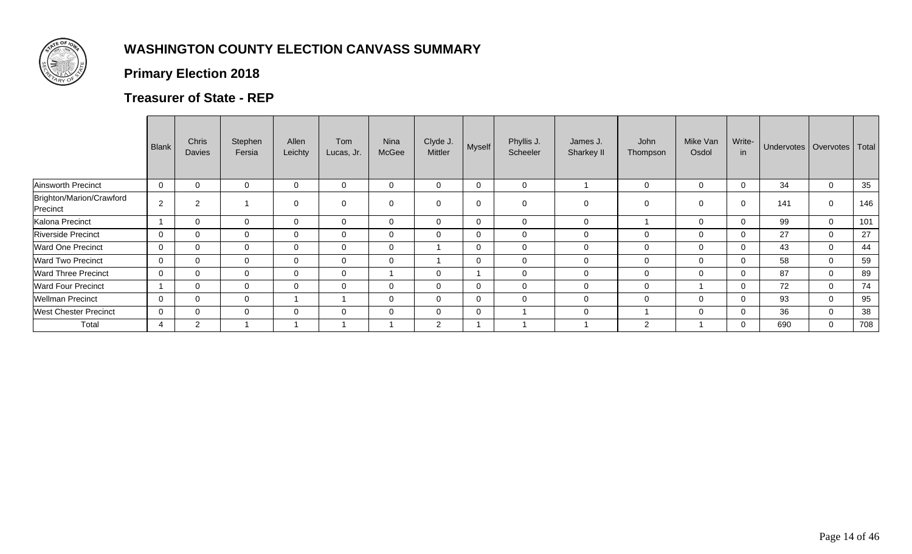# WASHINGTON COUNTY ELECTION CANVASS SUMMARY

## Primary Election 2018

## Treasurer of State - REP

| | Blank | Chris Davies | Stephen Fersia | Allen Leichty | Tom Lucas, Jr. | Nina McGee | Clyde J. Mittler | Myself | Phyllis J. Scheeler | James J. Sharkey II | John Thompson | Mike Van Osdol | Write-in | Undervotes | Overvotes | Total |
|---|---|---|---|---|---|---|---|---|---|---|---|---|---|---|---|---|
| Ainsworth Precinct | 0 | 0 | 0 | 0 | 0 | 0 | 0 | 0 | 0 | 1 | 0 | 0 | 0 | 34 | 0 | 35 |
| Brighton/Marion/Crawford Precinct | 2 | 2 | 1 | 0 | 0 | 0 | 0 | 0 | 0 | 0 | 0 | 0 | 0 | 141 | 0 | 146 |
| Kalona Precinct | 1 | 0 | 0 | 0 | 0 | 0 | 0 | 0 | 0 | 0 | 1 | 0 | 0 | 99 | 0 | 101 |
| Riverside Precinct | 0 | 0 | 0 | 0 | 0 | 0 | 0 | 0 | 0 | 0 | 0 | 0 | 0 | 27 | 0 | 27 |
| Ward One Precinct | 0 | 0 | 0 | 0 | 0 | 0 | 1 | 0 | 0 | 0 | 0 | 0 | 0 | 43 | 0 | 44 |
| Ward Two Precinct | 0 | 0 | 0 | 0 | 0 | 0 | 1 | 0 | 0 | 0 | 0 | 0 | 0 | 58 | 0 | 59 |
| Ward Three Precinct | 0 | 0 | 0 | 0 | 0 | 1 | 0 | 1 | 0 | 0 | 0 | 0 | 0 | 87 | 0 | 89 |
| Ward Four Precinct | 1 | 0 | 0 | 0 | 0 | 0 | 0 | 0 | 0 | 0 | 0 | 1 | 0 | 72 | 0 | 74 |
| Wellman Precinct | 0 | 0 | 0 | 1 | 1 | 0 | 0 | 0 | 0 | 0 | 0 | 0 | 0 | 93 | 0 | 95 |
| West Chester Precinct | 0 | 0 | 0 | 0 | 0 | 0 | 0 | 0 | 1 | 0 | 1 | 0 | 0 | 36 | 0 | 38 |
| Total | 4 | 2 | 1 | 1 | 1 | 1 | 2 | 1 | 1 | 1 | 2 | 1 | 0 | 690 | 0 | 708 |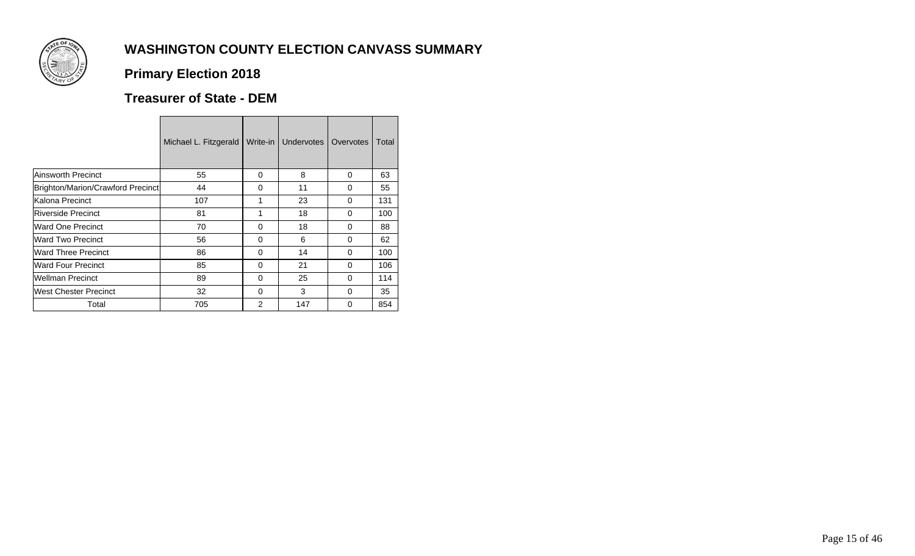# WASHINGTON COUNTY ELECTION CANVASS SUMMARY

## Primary Election 2018

### Treasurer of State - DEM

| | Michael L. Fitzgerald | Write-in | Undervotes | Overvotes | Total |
|---|---|---|---|---|---|
| Ainsworth Precinct | 55 | 0 | 8 | 0 | 63 |
| Brighton/Marion/Crawford Precinct | 44 | 0 | 11 | 0 | 55 |
| Kalona Precinct | 107 | 1 | 23 | 0 | 131 |
| Riverside Precinct | 81 | 1 | 18 | 0 | 100 |
| Ward One Precinct | 70 | 0 | 18 | 0 | 88 |
| Ward Two Precinct | 56 | 0 | 6 | 0 | 62 |
| Ward Three Precinct | 86 | 0 | 14 | 0 | 100 |
| Ward Four Precinct | 85 | 0 | 21 | 0 | 106 |
| Wellman Precinct | 89 | 0 | 25 | 0 | 114 |
| West Chester Precinct | 32 | 0 | 3 | 0 | 35 |
| Total | 705 | 2 | 147 | 0 | 854 |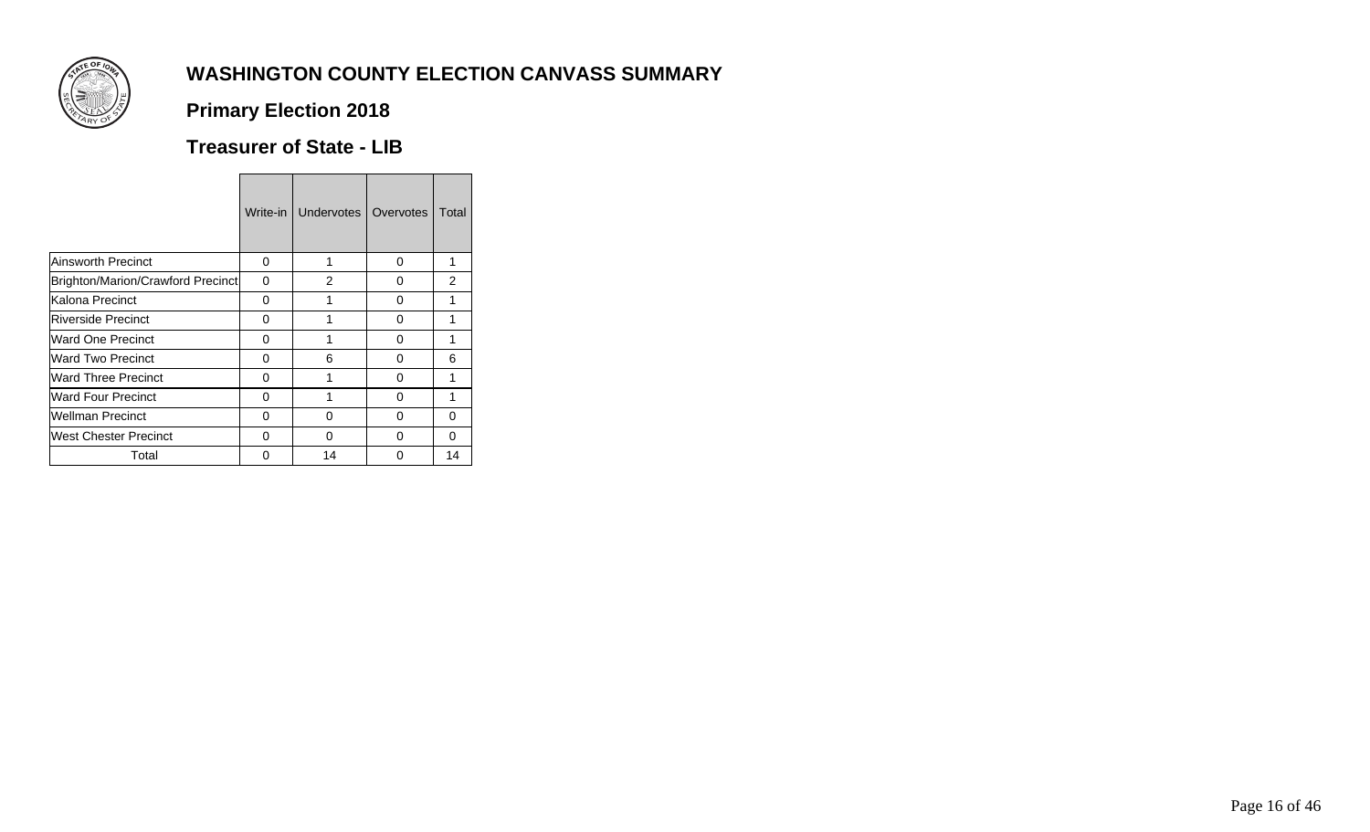# WASHINGTON COUNTY ELECTION CANVASS SUMMARY

## Primary Election 2018

### Treasurer of State - LIB

| | Write-in | Undervotes | Overvotes | Total |
|---|---|---|---|---|
| Ainsworth Precinct | 0 | 1 | 0 | 1 |
| Brighton/Marion/Crawford Precinct | 0 | 2 | 0 | 2 |
| Kalona Precinct | 0 | 1 | 0 | 1 |
| Riverside Precinct | 0 | 1 | 0 | 1 |
| Ward One Precinct | 0 | 1 | 0 | 1 |
| Ward Two Precinct | 0 | 6 | 0 | 6 |
| Ward Three Precinct | 0 | 1 | 0 | 1 |
| Ward Four Precinct | 0 | 1 | 0 | 1 |
| Wellman Precinct | 0 | 0 | 0 | 0 |
| West Chester Precinct | 0 | 0 | 0 | 0 |
| Total | 0 | 14 | 0 | 14 |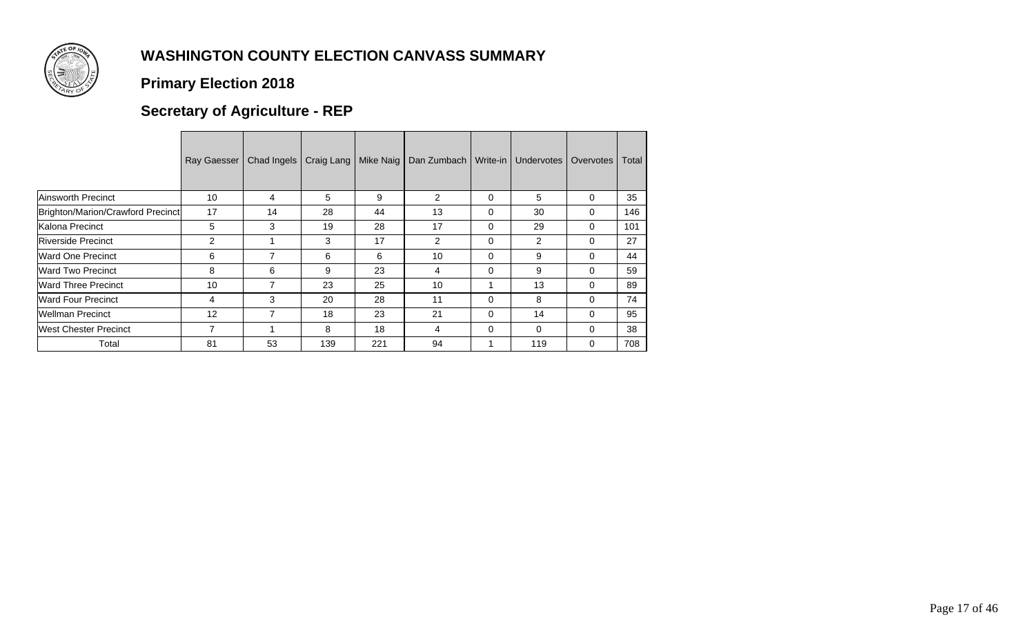# WASHINGTON COUNTY ELECTION CANVASS SUMMARY

## Primary Election 2018

## Secretary of Agriculture - REP

| | Ray Gaesser | Chad Ingels | Craig Lang | Mike Naig | Dan Zumbach | Write-in | Undervotes | Overvotes | Total |
|---|---|---|---|---|---|---|---|---|---|
| Ainsworth Precinct | 10 | 4 | 5 | 9 | 2 | 0 | 5 | 0 | 35 |
| Brighton/Marion/Crawford Precinct | 17 | 14 | 28 | 44 | 13 | 0 | 30 | 0 | 146 |
| Kalona Precinct | 5 | 3 | 19 | 28 | 17 | 0 | 29 | 0 | 101 |
| Riverside Precinct | 2 | 1 | 3 | 17 | 2 | 0 | 2 | 0 | 27 |
| Ward One Precinct | 6 | 7 | 6 | 6 | 10 | 0 | 9 | 0 | 44 |
| Ward Two Precinct | 8 | 6 | 9 | 23 | 4 | 0 | 9 | 0 | 59 |
| Ward Three Precinct | 10 | 7 | 23 | 25 | 10 | 1 | 13 | 0 | 89 |
| Ward Four Precinct | 4 | 3 | 20 | 28 | 11 | 0 | 8 | 0 | 74 |
| Wellman Precinct | 12 | 7 | 18 | 23 | 21 | 0 | 14 | 0 | 95 |
| West Chester Precinct | 7 | 1 | 8 | 18 | 4 | 0 | 0 | 0 | 38 |
| Total | 81 | 53 | 139 | 221 | 94 | 1 | 119 | 0 | 708 |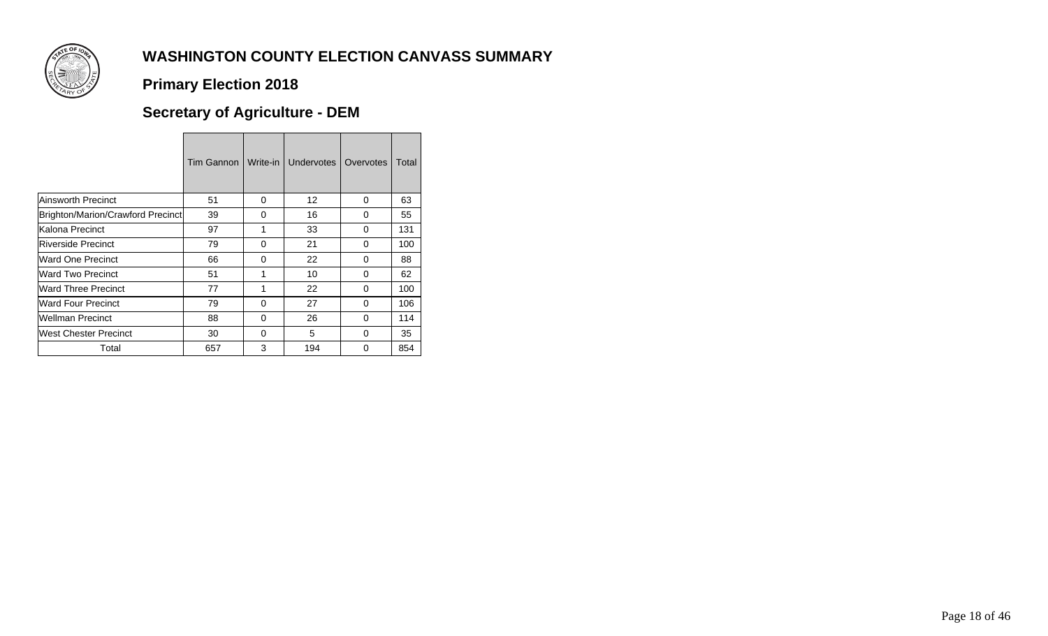# WASHINGTON COUNTY ELECTION CANVASS SUMMARY

## Primary Election 2018

## Secretary of Agriculture - DEM

| | Tim Gannon | Write-in | Undervotes | Overvotes | Total |
|---|---|---|---|---|---|
| Ainsworth Precinct | 51 | 0 | 12 | 0 | 63 |
| Brighton/Marion/Crawford Precinct | 39 | 0 | 16 | 0 | 55 |
| Kalona Precinct | 97 | 1 | 33 | 0 | 131 |
| Riverside Precinct | 79 | 0 | 21 | 0 | 100 |
| Ward One Precinct | 66 | 0 | 22 | 0 | 88 |
| Ward Two Precinct | 51 | 1 | 10 | 0 | 62 |
| Ward Three Precinct | 77 | 1 | 22 | 0 | 100 |
| Ward Four Precinct | 79 | 0 | 27 | 0 | 106 |
| Wellman Precinct | 88 | 0 | 26 | 0 | 114 |
| West Chester Precinct | 30 | 0 | 5 | 0 | 35 |
| Total | 657 | 3 | 194 | 0 | 854 |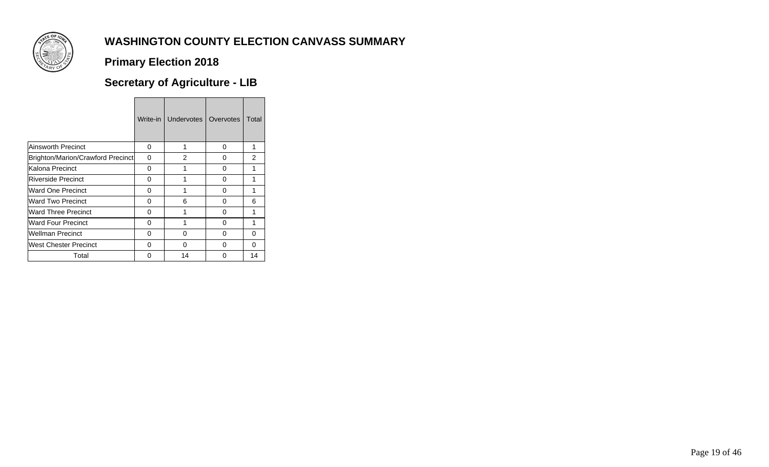# WASHINGTON COUNTY ELECTION CANVASS SUMMARY

## Primary Election 2018

## Secretary of Agriculture - LIB

| | Write-in | Undervotes | Overvotes | Total |
|---|---|---|---|---|
| Ainsworth Precinct | 0 | 1 | 0 | 1 |
| Brighton/Marion/Crawford Precinct | 0 | 2 | 0 | 2 |
| Kalona Precinct | 0 | 1 | 0 | 1 |
| Riverside Precinct | 0 | 1 | 0 | 1 |
| Ward One Precinct | 0 | 1 | 0 | 1 |
| Ward Two Precinct | 0 | 6 | 0 | 6 |
| Ward Three Precinct | 0 | 1 | 0 | 1 |
| Ward Four Precinct | 0 | 1 | 0 | 1 |
| Wellman Precinct | 0 | 0 | 0 | 0 |
| West Chester Precinct | 0 | 0 | 0 | 0 |
| Total | 0 | 14 | 0 | 14 |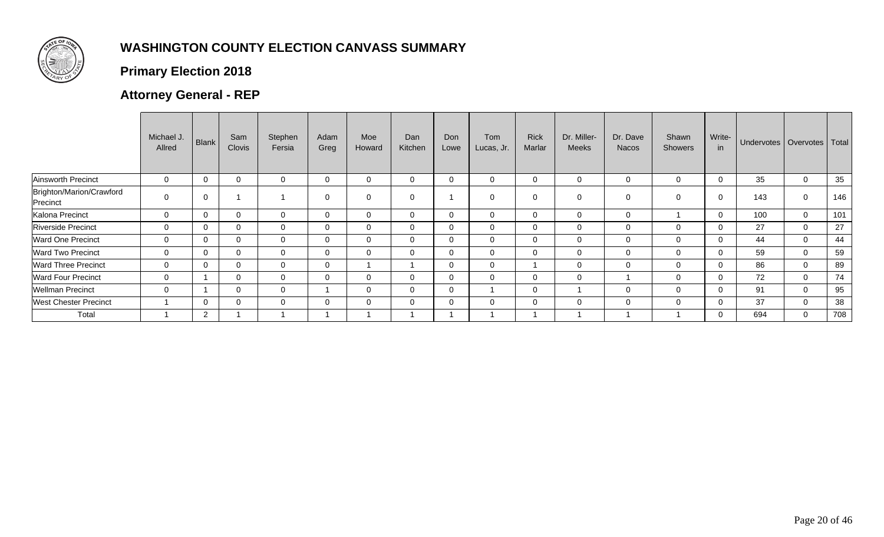# WASHINGTON COUNTY ELECTION CANVASS SUMMARY

## Primary Election 2018

## Attorney General - REP

| | Michael J. Allred | Blank | Sam Clovis | Stephen Fersia | Adam Greg | Moe Howard | Dan Kitchen | Don Lowe | Tom Lucas, Jr. | Rick Marlar | Dr. Miller-Meeks | Dr. Dave Nacos | Shawn Showers | Write-in | Undervotes | Overvotes | Total |
|---|---|---|---|---|---|---|---|---|---|---|---|---|---|---|---|---|---|
| Ainsworth Precinct | 0 | 0 | 0 | 0 | 0 | 0 | 0 | 0 | 0 | 0 | 0 | 0 | 0 | 0 | 35 | 0 | 35 |
| Brighton/Marion/Crawford Precinct | 0 | 0 | 1 | 1 | 0 | 0 | 0 | 1 | 0 | 0 | 0 | 0 | 0 | 0 | 143 | 0 | 146 |
| Kalona Precinct | 0 | 0 | 0 | 0 | 0 | 0 | 0 | 0 | 0 | 0 | 0 | 0 | 1 | 0 | 100 | 0 | 101 |
| Riverside Precinct | 0 | 0 | 0 | 0 | 0 | 0 | 0 | 0 | 0 | 0 | 0 | 0 | 0 | 0 | 27 | 0 | 27 |
| Ward One Precinct | 0 | 0 | 0 | 0 | 0 | 0 | 0 | 0 | 0 | 0 | 0 | 0 | 0 | 0 | 44 | 0 | 44 |
| Ward Two Precinct | 0 | 0 | 0 | 0 | 0 | 0 | 0 | 0 | 0 | 0 | 0 | 0 | 0 | 0 | 59 | 0 | 59 |
| Ward Three Precinct | 0 | 0 | 0 | 0 | 0 | 1 | 1 | 0 | 0 | 1 | 0 | 0 | 0 | 0 | 86 | 0 | 89 |
| Ward Four Precinct | 0 | 1 | 0 | 0 | 0 | 0 | 0 | 0 | 0 | 0 | 0 | 1 | 0 | 0 | 72 | 0 | 74 |
| Wellman Precinct | 0 | 1 | 0 | 0 | 1 | 0 | 0 | 0 | 1 | 0 | 1 | 0 | 0 | 0 | 91 | 0 | 95 |
| West Chester Precinct | 1 | 0 | 0 | 0 | 0 | 0 | 0 | 0 | 0 | 0 | 0 | 0 | 0 | 0 | 37 | 0 | 38 |
| Total | 1 | 2 | 1 | 1 | 1 | 1 | 1 | 1 | 1 | 1 | 1 | 1 | 1 | 0 | 694 | 0 | 708 |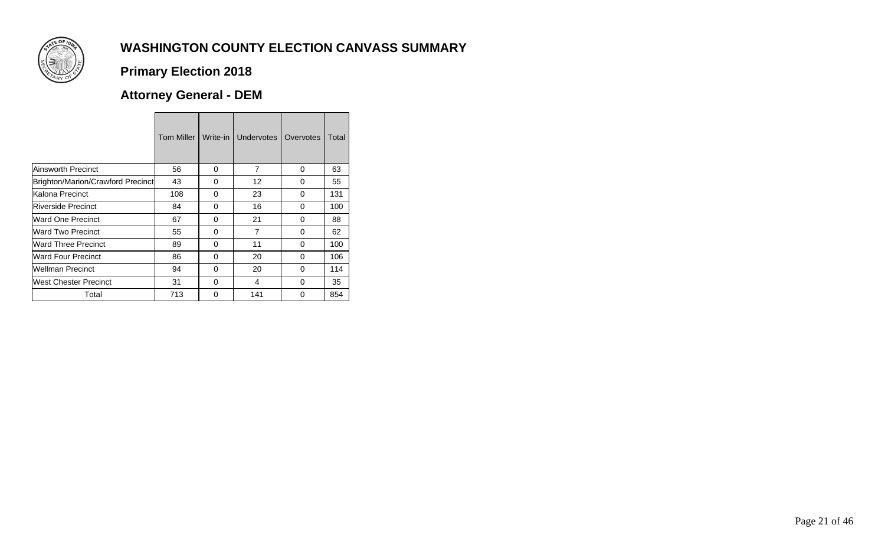# WASHINGTON COUNTY ELECTION CANVASS SUMMARY

## Primary Election 2018

## Attorney General - DEM

| | Tom Miller | Write-in | Undervotes | Overvotes | Total |
|---|---|---|---|---|---|
| Ainsworth Precinct | 56 | 0 | 7 | 0 | 63 |
| Brighton/Marion/Crawford Precinct | 43 | 0 | 12 | 0 | 55 |
| Kalona Precinct | 108 | 0 | 23 | 0 | 131 |
| Riverside Precinct | 84 | 0 | 16 | 0 | 100 |
| Ward One Precinct | 67 | 0 | 21 | 0 | 88 |
| Ward Two Precinct | 55 | 0 | 7 | 0 | 62 |
| Ward Three Precinct | 89 | 0 | 11 | 0 | 100 |
| Ward Four Precinct | 86 | 0 | 20 | 0 | 106 |
| Wellman Precinct | 94 | 0 | 20 | 0 | 114 |
| West Chester Precinct | 31 | 0 | 4 | 0 | 35 |
| Total | 713 | 0 | 141 | 0 | 854 |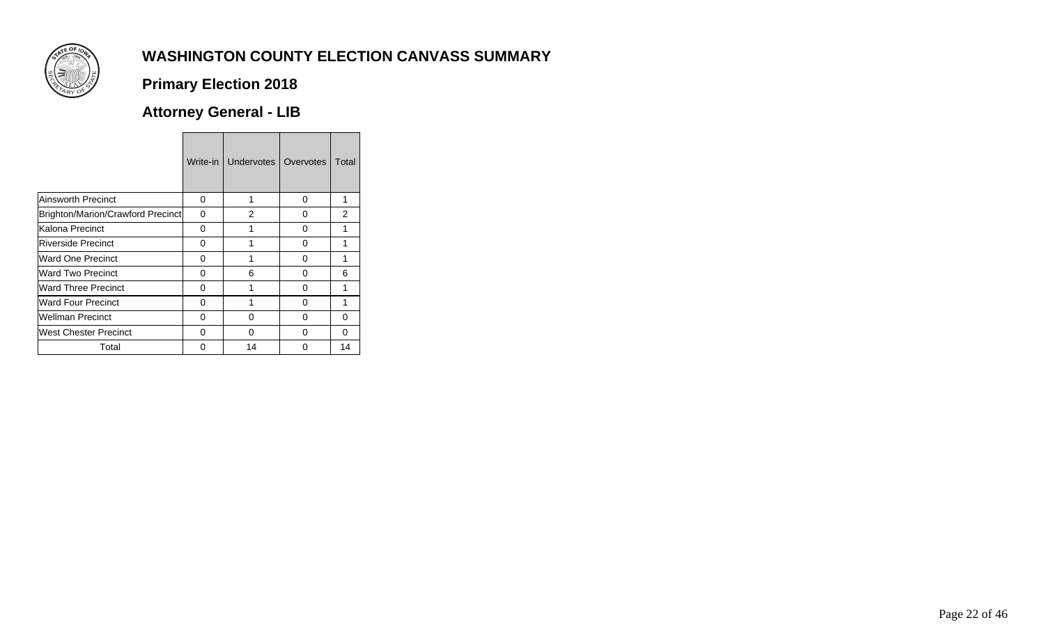# WASHINGTON COUNTY ELECTION CANVASS SUMMARY

## Primary Election 2018

## Attorney General - LIB

| | Write-in | Undervotes | Overvotes | Total |
|---|---|---|---|---|
| Ainsworth Precinct | 0 | 1 | 0 | 1 |
| Brighton/Marion/Crawford Precinct | 0 | 2 | 0 | 2 |
| Kalona Precinct | 0 | 1 | 0 | 1 |
| Riverside Precinct | 0 | 1 | 0 | 1 |
| Ward One Precinct | 0 | 1 | 0 | 1 |
| Ward Two Precinct | 0 | 6 | 0 | 6 |
| Ward Three Precinct | 0 | 1 | 0 | 1 |
| Ward Four Precinct | 0 | 1 | 0 | 1 |
| Wellman Precinct | 0 | 0 | 0 | 0 |
| West Chester Precinct | 0 | 0 | 0 | 0 |
| Total | 0 | 14 | 0 | 14 |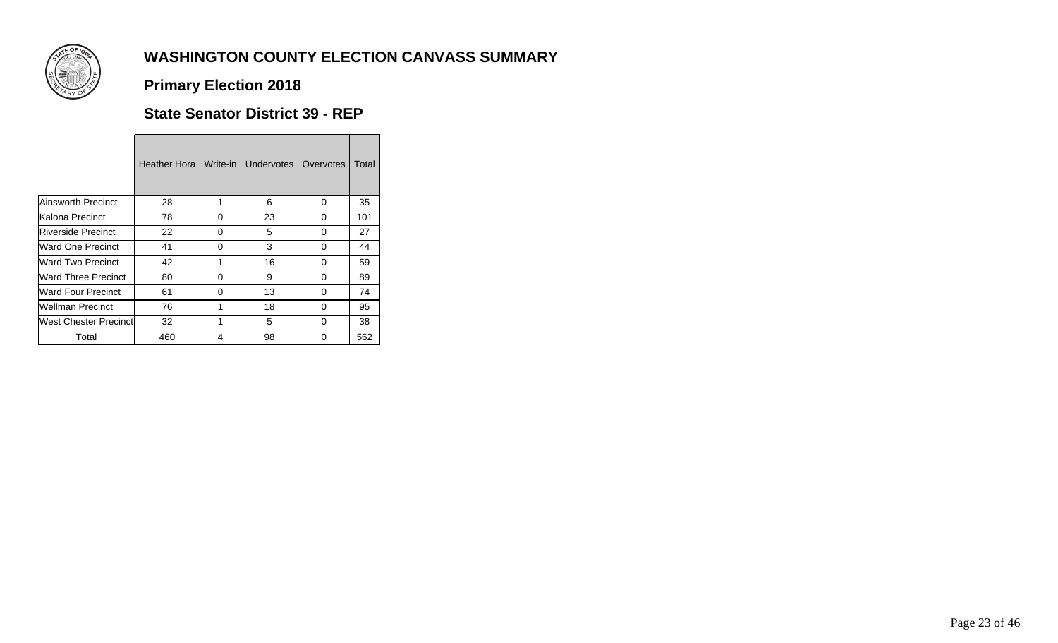# WASHINGTON COUNTY ELECTION CANVASS SUMMARY

## Primary Election 2018

### State Senator District 39 - REP

| | Heather Hora | Write-in | Undervotes | Overvotes | Total |
|---|---|---|---|---|---|
| Ainsworth Precinct | 28 | 1 | 6 | 0 | 35 |
| Kalona Precinct | 78 | 0 | 23 | 0 | 101 |
| Riverside Precinct | 22 | 0 | 5 | 0 | 27 |
| Ward One Precinct | 41 | 0 | 3 | 0 | 44 |
| Ward Two Precinct | 42 | 1 | 16 | 0 | 59 |
| Ward Three Precinct | 80 | 0 | 9 | 0 | 89 |
| Ward Four Precinct | 61 | 0 | 13 | 0 | 74 |
| Wellman Precinct | 76 | 1 | 18 | 0 | 95 |
| West Chester Precinct | 32 | 1 | 5 | 0 | 38 |
| Total | 460 | 4 | 98 | 0 | 562 |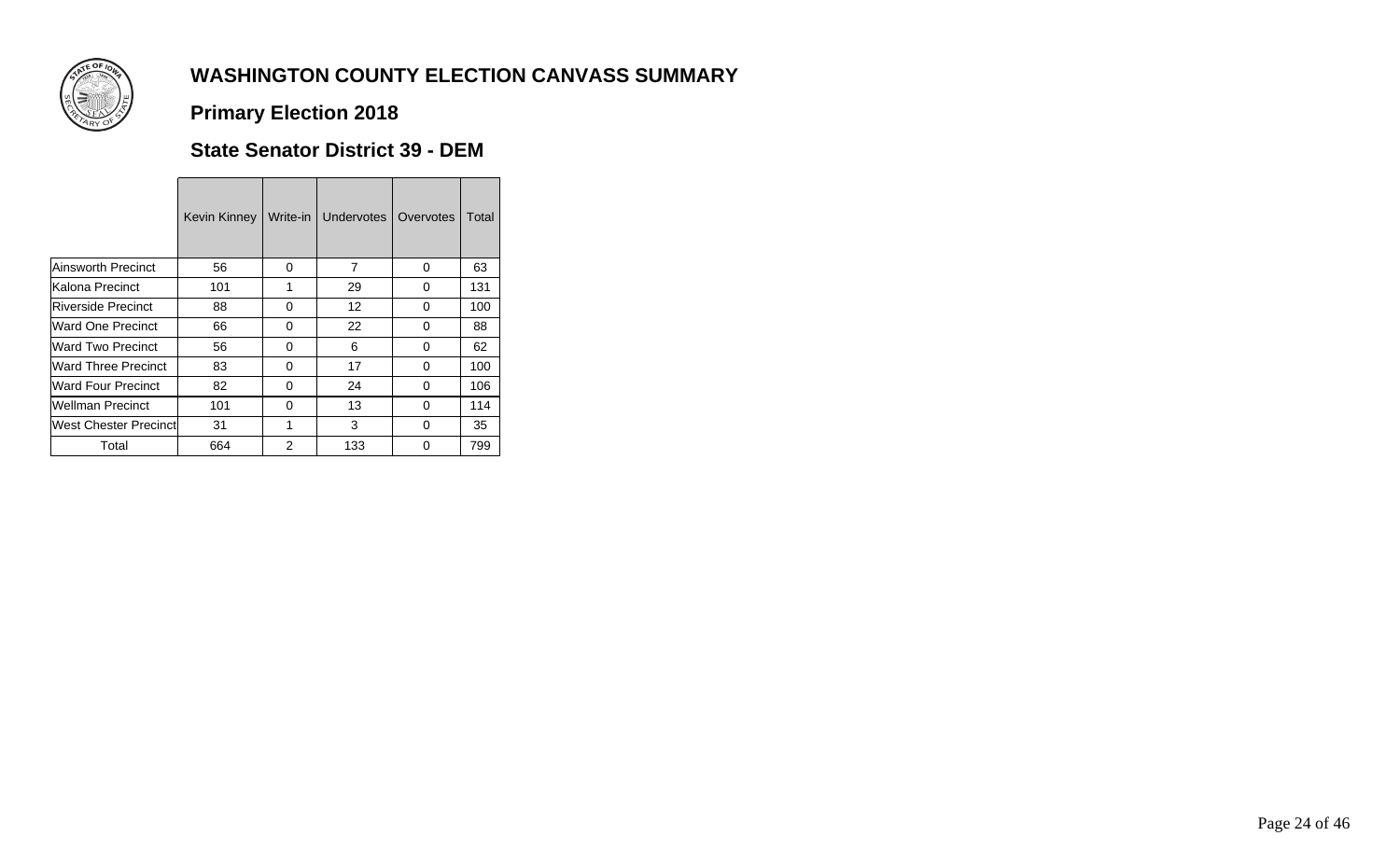# WASHINGTON COUNTY ELECTION CANVASS SUMMARY

## Primary Election 2018

### State Senator District 39 - DEM

| | Kevin Kinney | Write-in | Undervotes | Overvotes | Total |
|---|---|---|---|---|---|
| Ainsworth Precinct | 56 | 0 | 7 | 0 | 63 |
| Kalona Precinct | 101 | 1 | 29 | 0 | 131 |
| Riverside Precinct | 88 | 0 | 12 | 0 | 100 |
| Ward One Precinct | 66 | 0 | 22 | 0 | 88 |
| Ward Two Precinct | 56 | 0 | 6 | 0 | 62 |
| Ward Three Precinct | 83 | 0 | 17 | 0 | 100 |
| Ward Four Precinct | 82 | 0 | 24 | 0 | 106 |
| Wellman Precinct | 101 | 0 | 13 | 0 | 114 |
| West Chester Precinct | 31 | 1 | 3 | 0 | 35 |
| Total | 664 | 2 | 133 | 0 | 799 |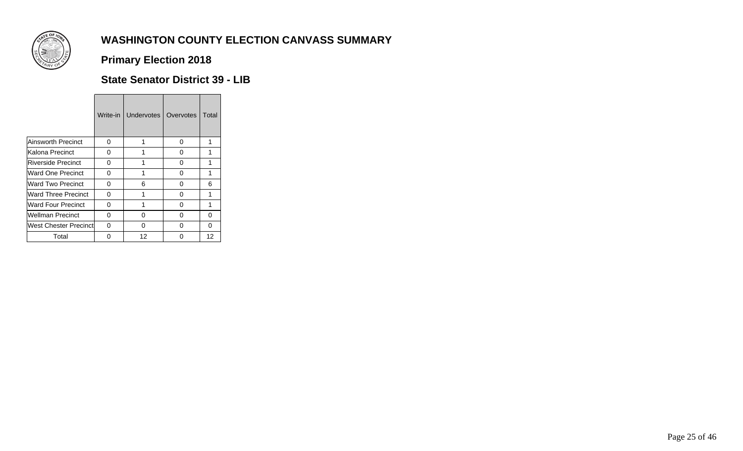# WASHINGTON COUNTY ELECTION CANVASS SUMMARY

## Primary Election 2018

### State Senator District 39 - LIB

| | Write-in | Undervotes | Overvotes | Total |
|---|---|---|---|---|
| Ainsworth Precinct | 0 | 1 | 0 | 1 |
| Kalona Precinct | 0 | 1 | 0 | 1 |
| Riverside Precinct | 0 | 1 | 0 | 1 |
| Ward One Precinct | 0 | 1 | 0 | 1 |
| Ward Two Precinct | 0 | 6 | 0 | 6 |
| Ward Three Precinct | 0 | 1 | 0 | 1 |
| Ward Four Precinct | 0 | 1 | 0 | 1 |
| Wellman Precinct | 0 | 0 | 0 | 0 |
| West Chester Precinct | 0 | 0 | 0 | 0 |
| Total | 0 | 12 | 0 | 12 |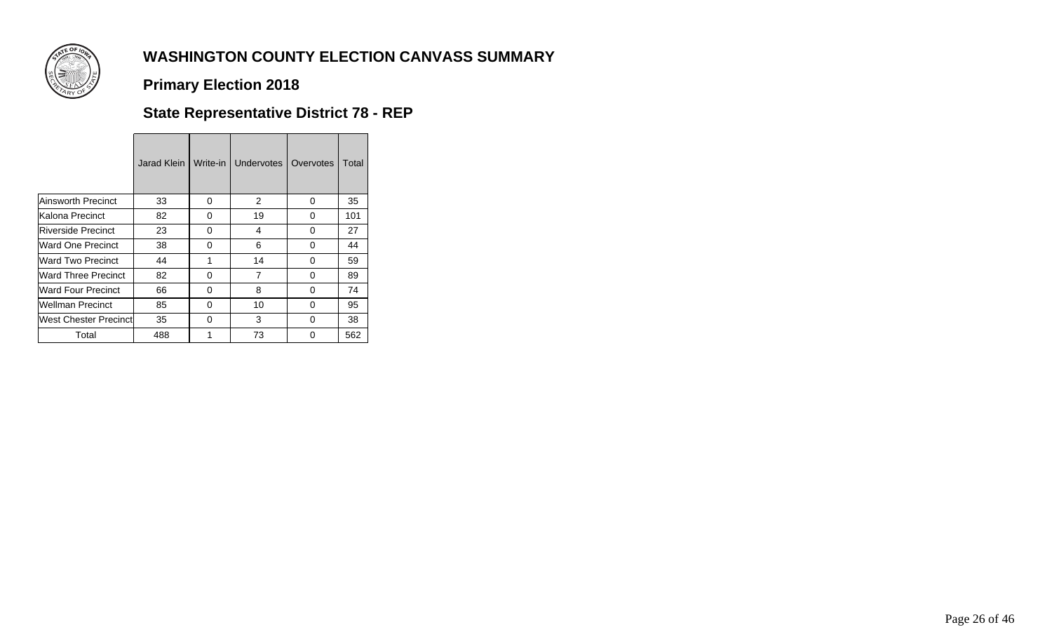# WASHINGTON COUNTY ELECTION CANVASS SUMMARY

## Primary Election 2018

### State Representative District 78 - REP

| | Jarad Klein | Write-in | Undervotes | Overvotes | Total |
|---|---|---|---|---|---|
| Ainsworth Precinct | 33 | 0 | 2 | 0 | 35 |
| Kalona Precinct | 82 | 0 | 19 | 0 | 101 |
| Riverside Precinct | 23 | 0 | 4 | 0 | 27 |
| Ward One Precinct | 38 | 0 | 6 | 0 | 44 |
| Ward Two Precinct | 44 | 1 | 14 | 0 | 59 |
| Ward Three Precinct | 82 | 0 | 7 | 0 | 89 |
| Ward Four Precinct | 66 | 0 | 8 | 0 | 74 |
| Wellman Precinct | 85 | 0 | 10 | 0 | 95 |
| West Chester Precinct | 35 | 0 | 3 | 0 | 38 |
| Total | 488 | 1 | 73 | 0 | 562 |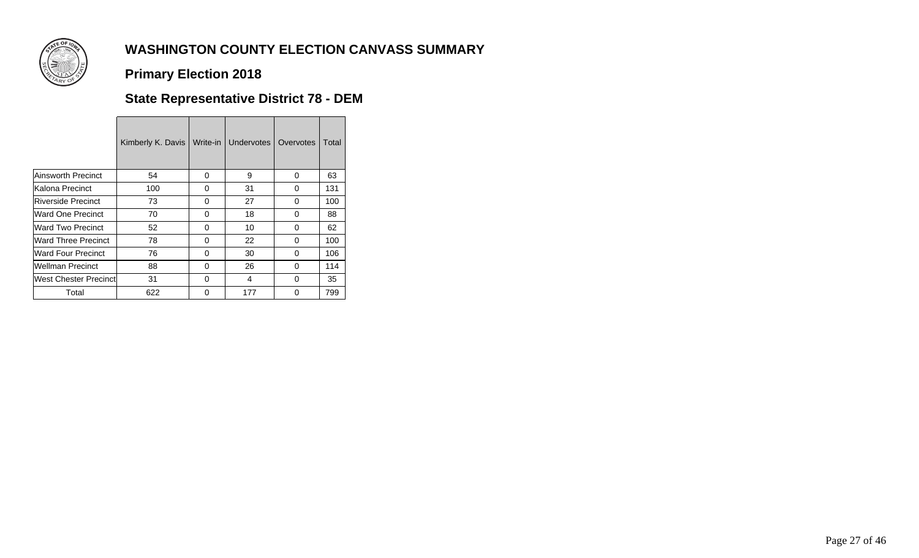# WASHINGTON COUNTY ELECTION CANVASS SUMMARY

## Primary Election 2018

### State Representative District 78 - DEM

| | Kimberly K. Davis | Write-in | Undervotes | Overvotes | Total |
|---|---|---|---|---|---|
| Ainsworth Precinct | 54 | 0 | 9 | 0 | 63 |
| Kalona Precinct | 100 | 0 | 31 | 0 | 131 |
| Riverside Precinct | 73 | 0 | 27 | 0 | 100 |
| Ward One Precinct | 70 | 0 | 18 | 0 | 88 |
| Ward Two Precinct | 52 | 0 | 10 | 0 | 62 |
| Ward Three Precinct | 78 | 0 | 22 | 0 | 100 |
| Ward Four Precinct | 76 | 0 | 30 | 0 | 106 |
| Wellman Precinct | 88 | 0 | 26 | 0 | 114 |
| West Chester Precinct | 31 | 0 | 4 | 0 | 35 |
| Total | 622 | 0 | 177 | 0 | 799 |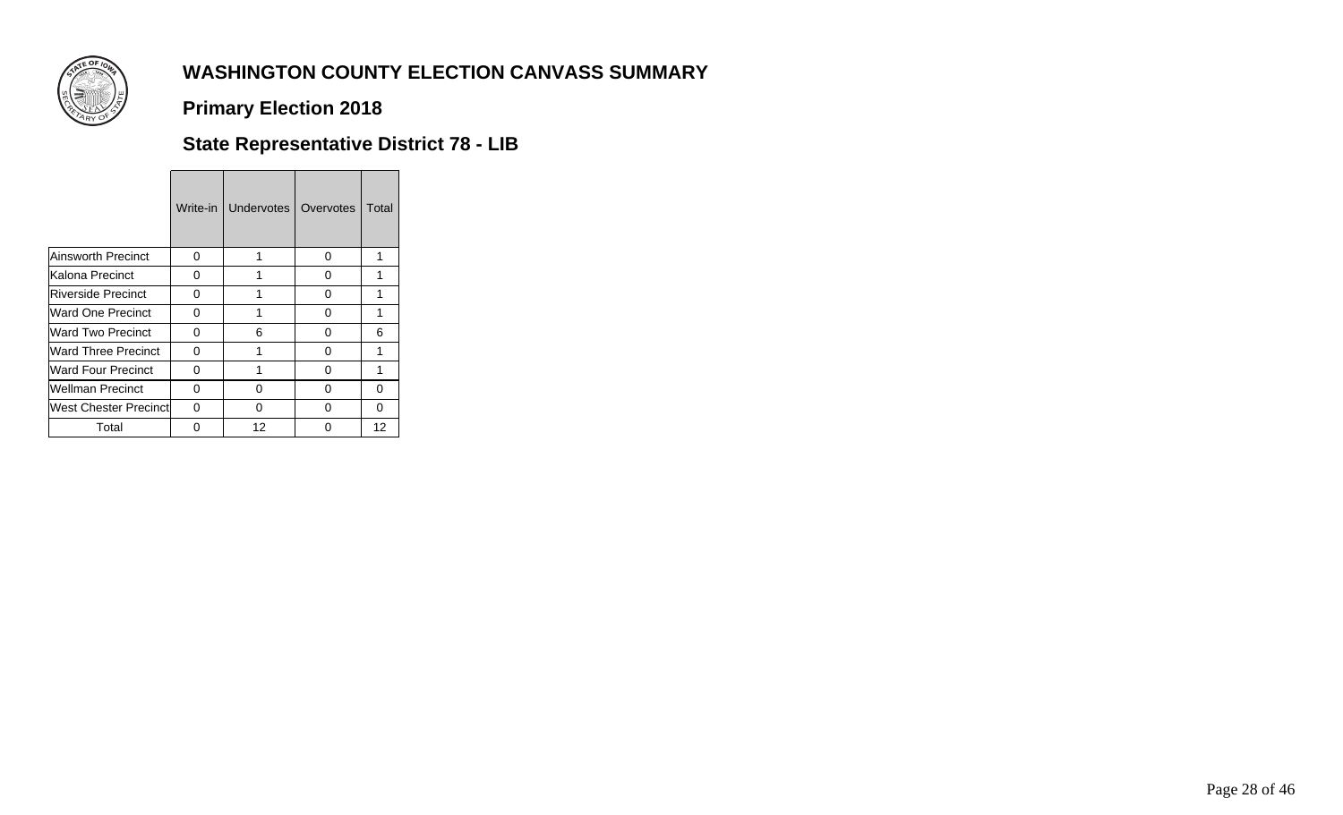# WASHINGTON COUNTY ELECTION CANVASS SUMMARY

## Primary Election 2018

## State Representative District 78 - LIB

| | Write-in | Undervotes | Overvotes | Total |
|---|---|---|---|---|
| Ainsworth Precinct | 0 | 1 | 0 | 1 |
| Kalona Precinct | 0 | 1 | 0 | 1 |
| Riverside Precinct | 0 | 1 | 0 | 1 |
| Ward One Precinct | 0 | 1 | 0 | 1 |
| Ward Two Precinct | 0 | 6 | 0 | 6 |
| Ward Three Precinct | 0 | 1 | 0 | 1 |
| Ward Four Precinct | 0 | 1 | 0 | 1 |
| Wellman Precinct | 0 | 0 | 0 | 0 |
| West Chester Precinct | 0 | 0 | 0 | 0 |
| Total | 0 | 12 | 0 | 12 |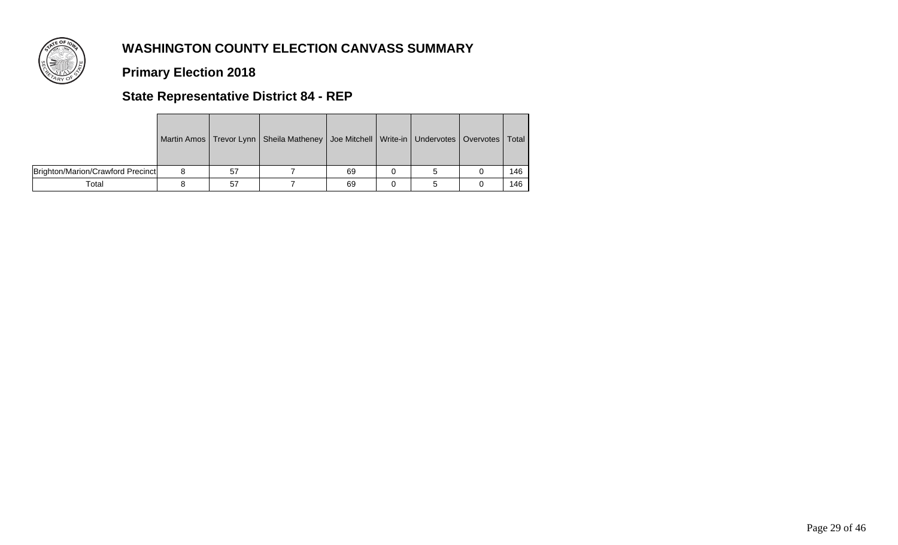# WASHINGTON COUNTY ELECTION CANVASS SUMMARY

## Primary Election 2018

## State Representative District 84 - REP

| | Martin Amos | Trevor Lynn | Sheila Matheney | Joe Mitchell | Write-in | Undervotes | Overvotes | Total |
|---|---|---|---|---|---|---|---|---|
| Brighton/Marion/Crawford Precinct | 8 | 57 | 7 | 69 | 0 | 5 | 0 | 146 |
| Total | 8 | 57 | 7 | 69 | 0 | 5 | 0 | 146 |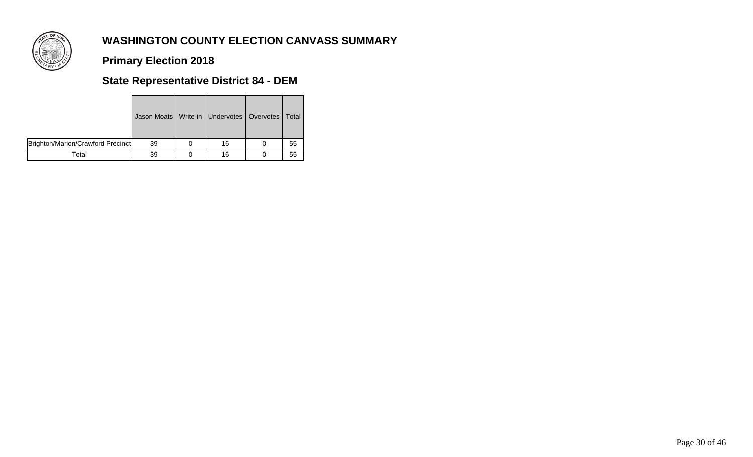# WASHINGTON COUNTY ELECTION CANVASS SUMMARY

## Primary Election 2018

## State Representative District 84 - DEM

| | Jason Moats | Write-in | Undervotes | Overvotes | Total |
|---|---|---|---|---|---|
| Brighton/Marion/Crawford Precinct | 39 | 0 | 16 | 0 | 55 |
| Total | 39 | 0 | 16 | 0 | 55 |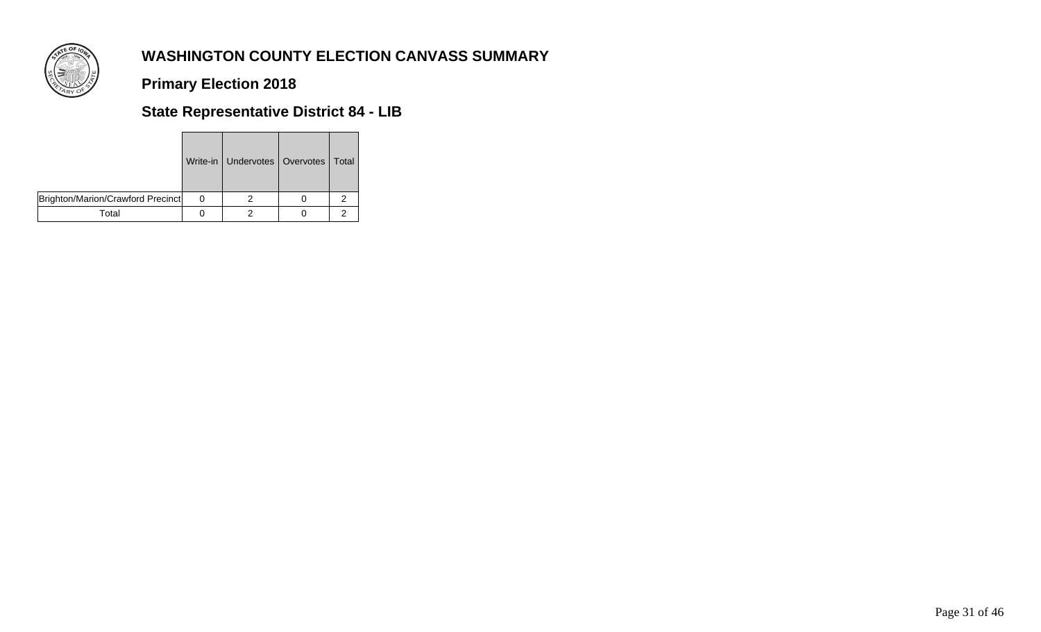# WASHINGTON COUNTY ELECTION CANVASS SUMMARY

## Primary Election 2018

## State Representative District 84 - LIB

| | Write-in | Undervotes | Overvotes | Total |
|---|---|---|---|---|
| Brighton/Marion/Crawford Precinct | 0 | 2 | 0 | 2 |
| Total | 0 | 2 | 0 | 2 |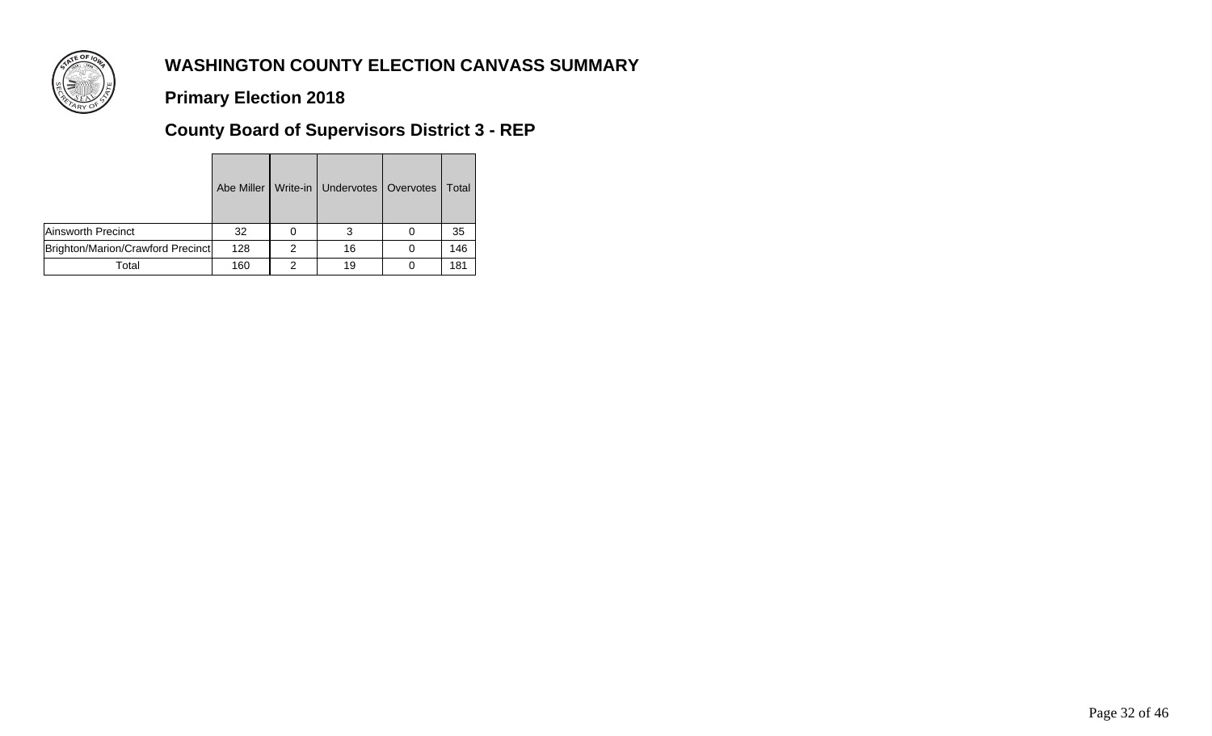# WASHINGTON COUNTY ELECTION CANVASS SUMMARY

## Primary Election 2018

### County Board of Supervisors District 3 - REP

| | Abe Miller | Write-in | Undervotes | Overvotes | Total |
|---|---|---|---|---|---|
| Ainsworth Precinct | 32 | 0 | 3 | 0 | 35 |
| Brighton/Marion/Crawford Precinct | 128 | 2 | 16 | 0 | 146 |
| Total | 160 | 2 | 19 | 0 | 181 |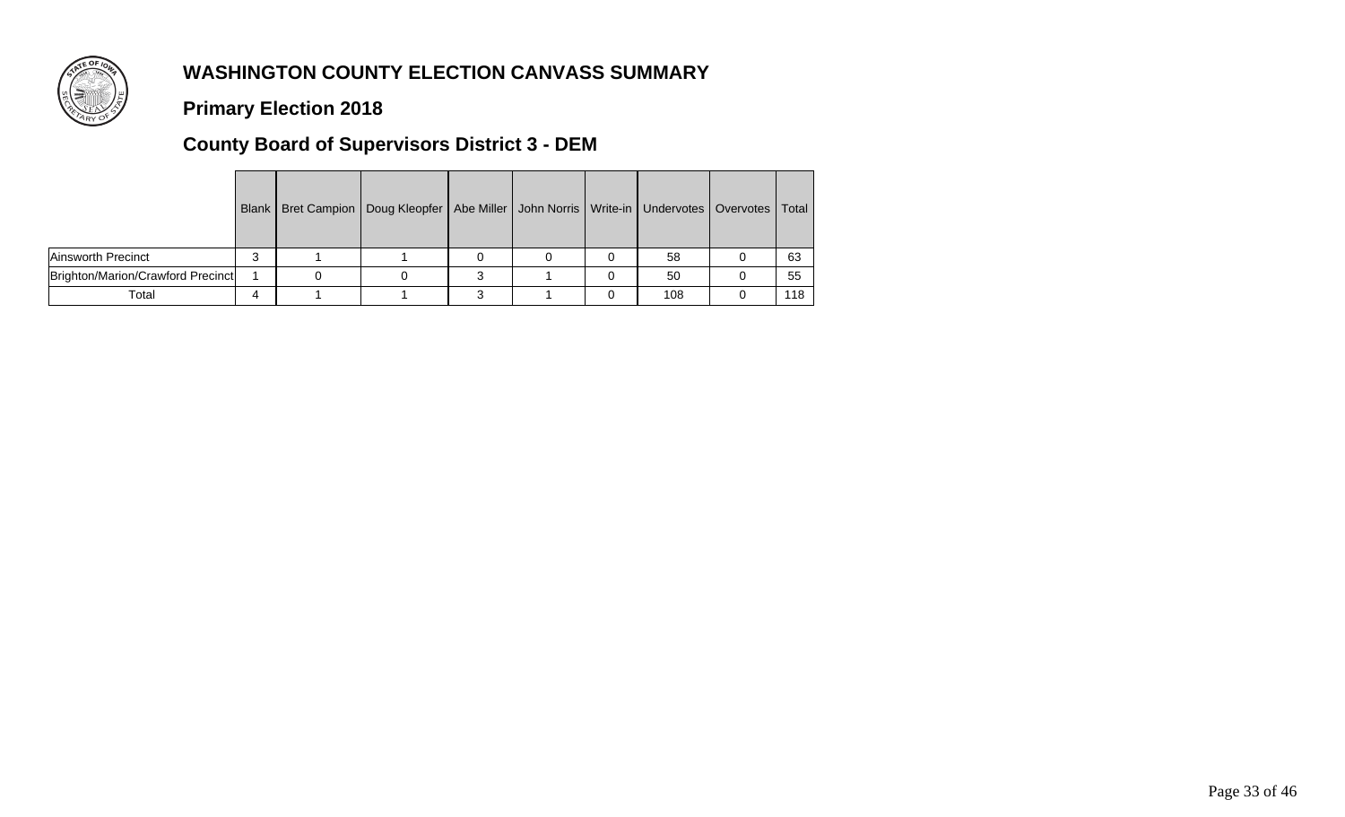# WASHINGTON COUNTY ELECTION CANVASS SUMMARY

## Primary Election 2018

## County Board of Supervisors District 3 - DEM

| | Blank | Bret Campion | Doug Kleopfer | Abe Miller | John Norris | Write-in | Undervotes | Overvotes | Total |
|---|---|---|---|---|---|---|---|---|---|
| Ainsworth Precinct | 3 | 1 | 1 | 0 | 0 | 0 | 58 | 0 | 63 |
| Brighton/Marion/Crawford Precinct | 1 | 0 | 0 | 3 | 1 | 0 | 50 | 0 | 55 |
| Total | 4 | 1 | 1 | 3 | 1 | 0 | 108 | 0 | 118 |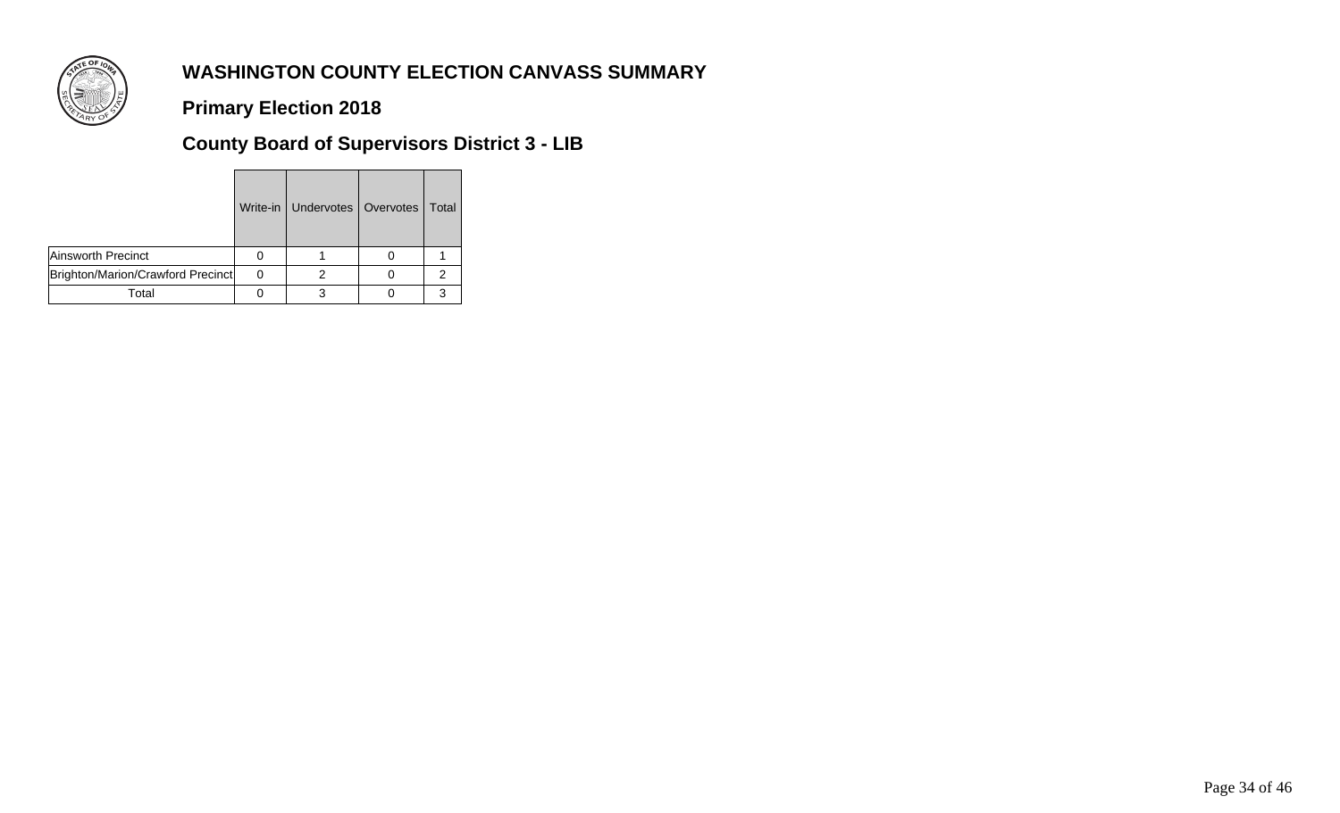# WASHINGTON COUNTY ELECTION CANVASS SUMMARY

## Primary Election 2018

## County Board of Supervisors District 3 - LIB

| | Write-in | Undervotes | Overvotes | Total |
|---|---|---|---|---|
| Ainsworth Precinct | 0 | 1 | 0 | 1 |
| Brighton/Marion/Crawford Precinct | 0 | 2 | 0 | 2 |
| Total | 0 | 3 | 0 | 3 |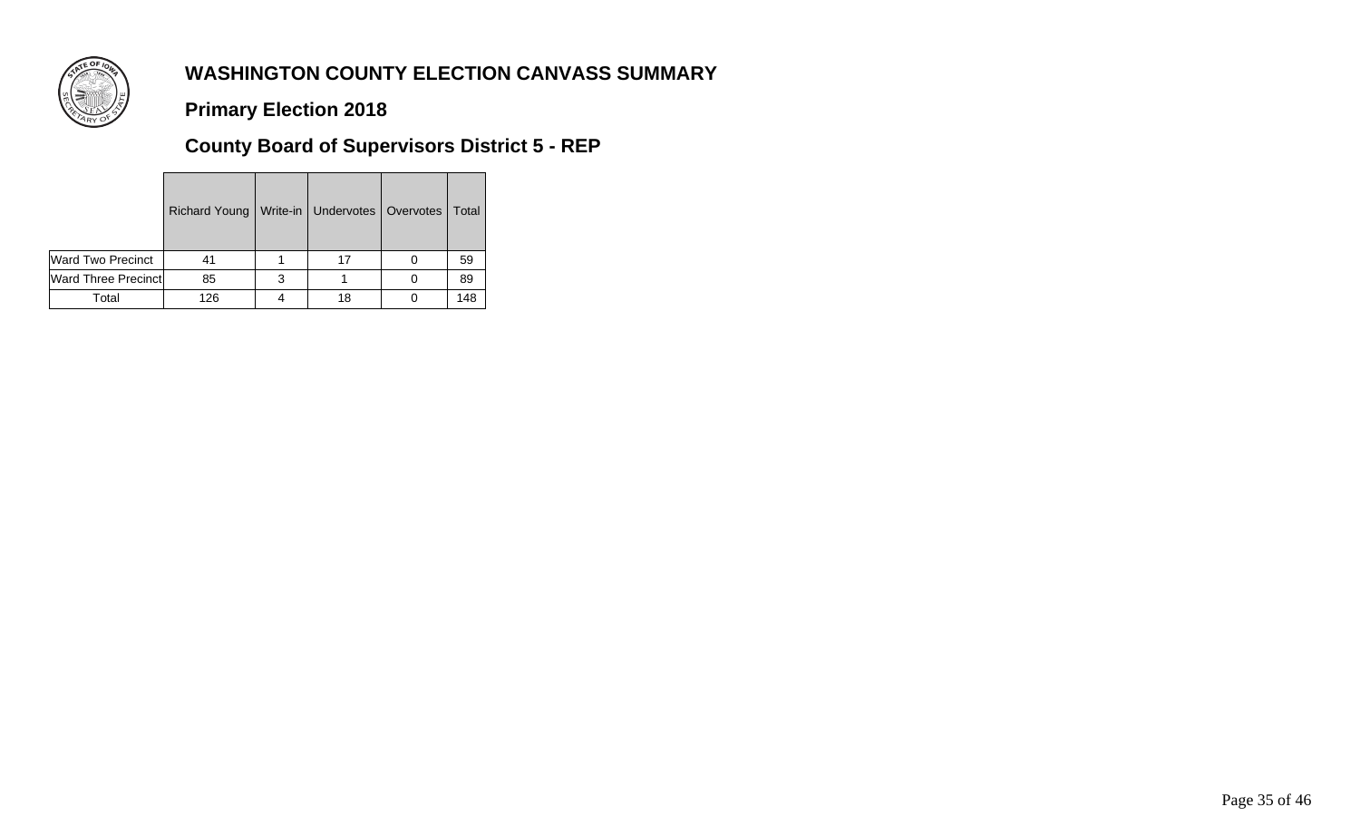# WASHINGTON COUNTY ELECTION CANVASS SUMMARY

## Primary Election 2018

## County Board of Supervisors District 5 - REP

| | Richard Young | Write-in | Undervotes | Overvotes | Total |
|---|---|---|---|---|---|
| Ward Two Precinct | 41 | 1 | 17 | 0 | 59 |
| Ward Three Precinct | 85 | 3 | 1 | 0 | 89 |
| Total | 126 | 4 | 18 | 0 | 148 |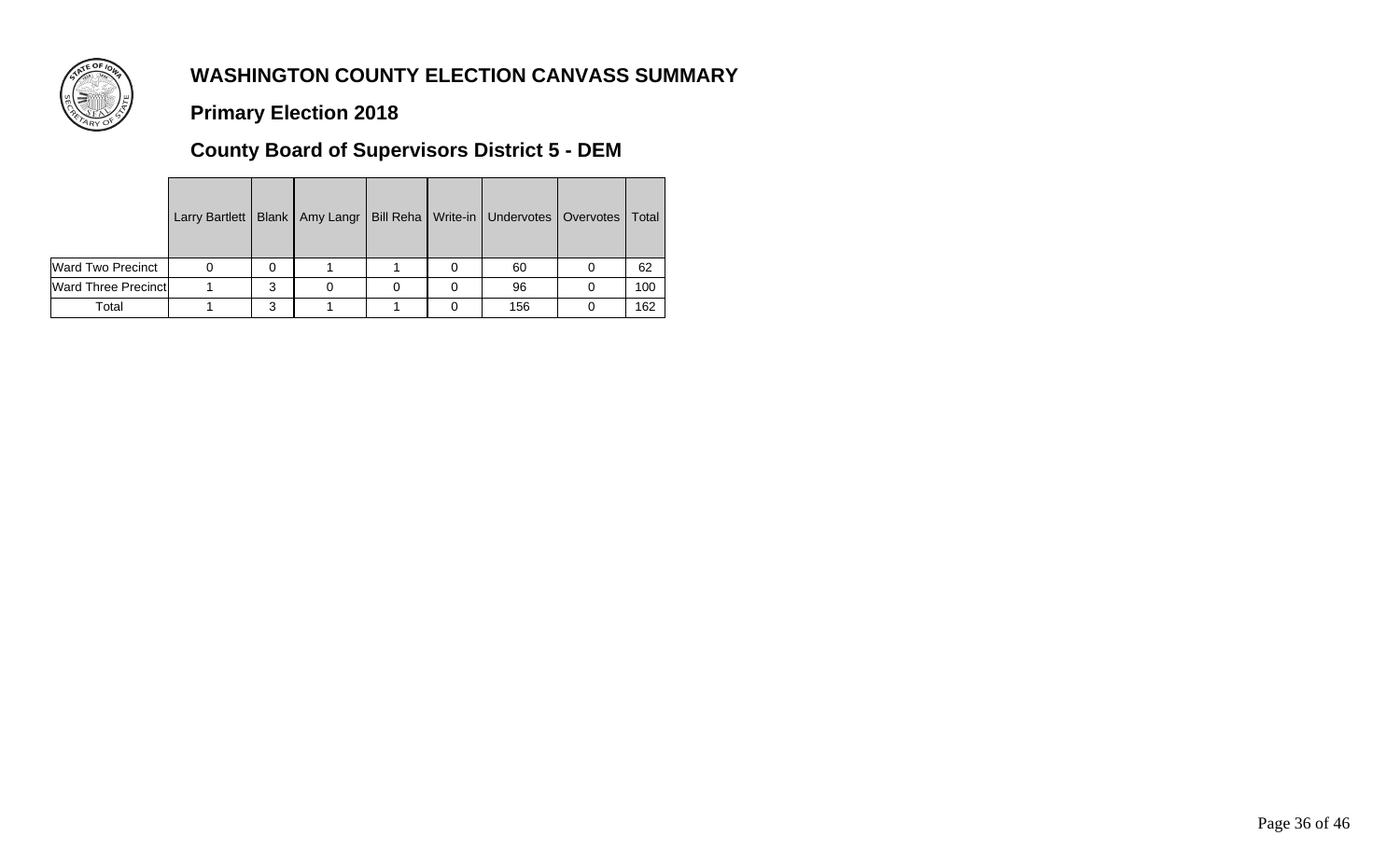# WASHINGTON COUNTY ELECTION CANVASS SUMMARY

## Primary Election 2018

## County Board of Supervisors District 5 - DEM

| | Larry Bartlett | Blank | Amy Langr | Bill Reha | Write-in | Undervotes | Overvotes | Total |
|---|---|---|---|---|---|---|---|---|
| Ward Two Precinct | 0 | 0 | 1 | 1 | 0 | 60 | 0 | 62 |
| Ward Three Precinct | 1 | 3 | 0 | 0 | 0 | 96 | 0 | 100 |
| Total | 1 | 3 | 1 | 1 | 0 | 156 | 0 | 162 |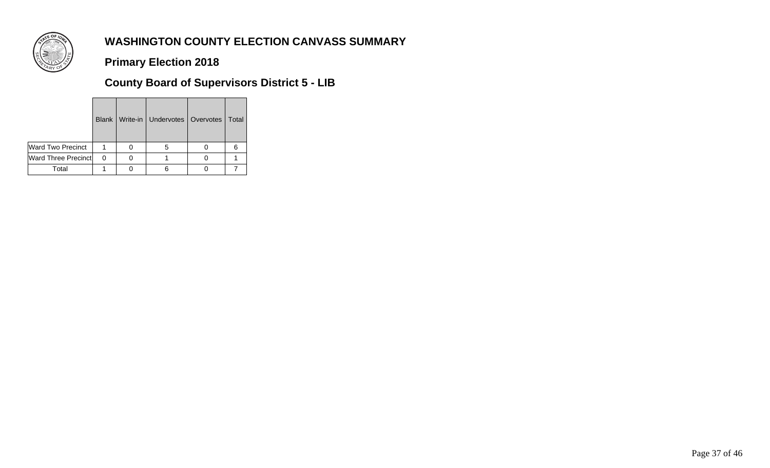# WASHINGTON COUNTY ELECTION CANVASS SUMMARY

## Primary Election 2018

## County Board of Supervisors District 5 - LIB

| | Blank | Write-in | Undervotes | Overvotes | Total |
|---|---|---|---|---|---|
| Ward Two Precinct | 1 | 0 | 5 | 0 | 6 |
| Ward Three Precinct | 0 | 0 | 1 | 0 | 1 |
| Total | 1 | 0 | 6 | 0 | 7 |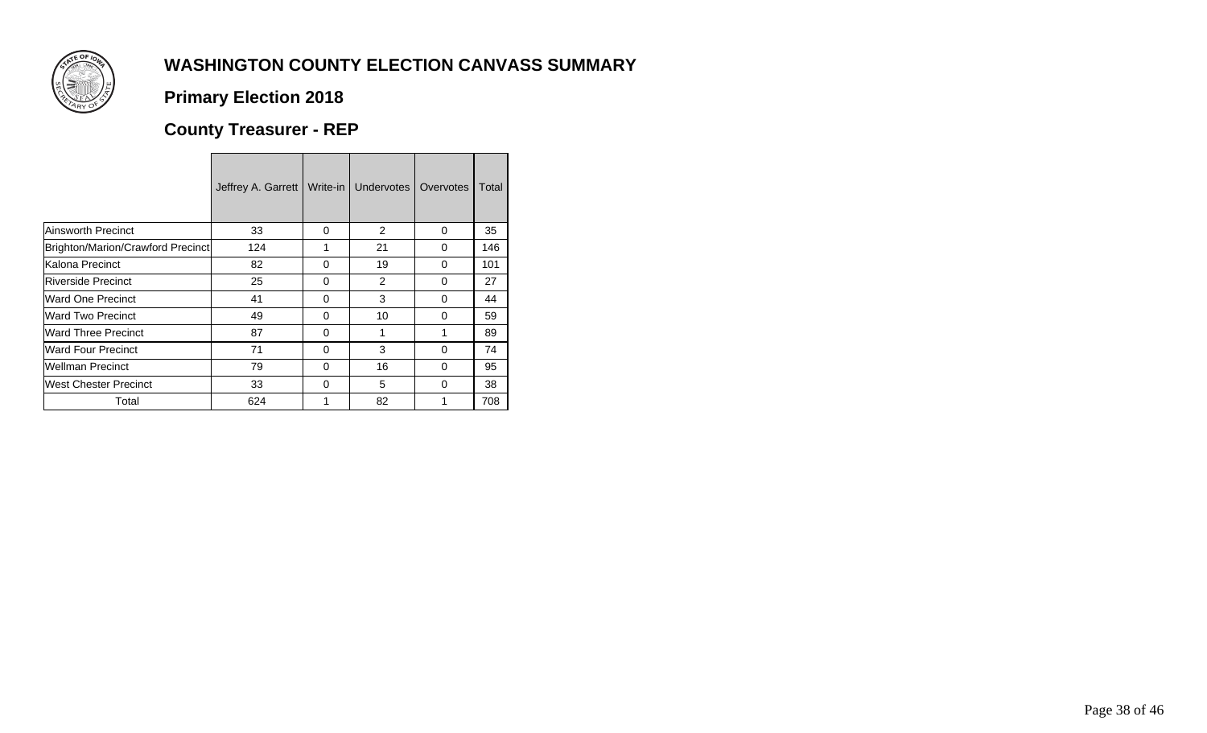# WASHINGTON COUNTY ELECTION CANVASS SUMMARY

## Primary Election 2018

## County Treasurer - REP

| | Jeffrey A. Garrett | Write-in | Undervotes | Overvotes | Total |
|---|---|---|---|---|---|
| Ainsworth Precinct | 33 | 0 | 2 | 0 | 35 |
| Brighton/Marion/Crawford Precinct | 124 | 1 | 21 | 0 | 146 |
| Kalona Precinct | 82 | 0 | 19 | 0 | 101 |
| Riverside Precinct | 25 | 0 | 2 | 0 | 27 |
| Ward One Precinct | 41 | 0 | 3 | 0 | 44 |
| Ward Two Precinct | 49 | 0 | 10 | 0 | 59 |
| Ward Three Precinct | 87 | 0 | 1 | 1 | 89 |
| Ward Four Precinct | 71 | 0 | 3 | 0 | 74 |
| Wellman Precinct | 79 | 0 | 16 | 0 | 95 |
| West Chester Precinct | 33 | 0 | 5 | 0 | 38 |
| Total | 624 | 1 | 82 | 1 | 708 |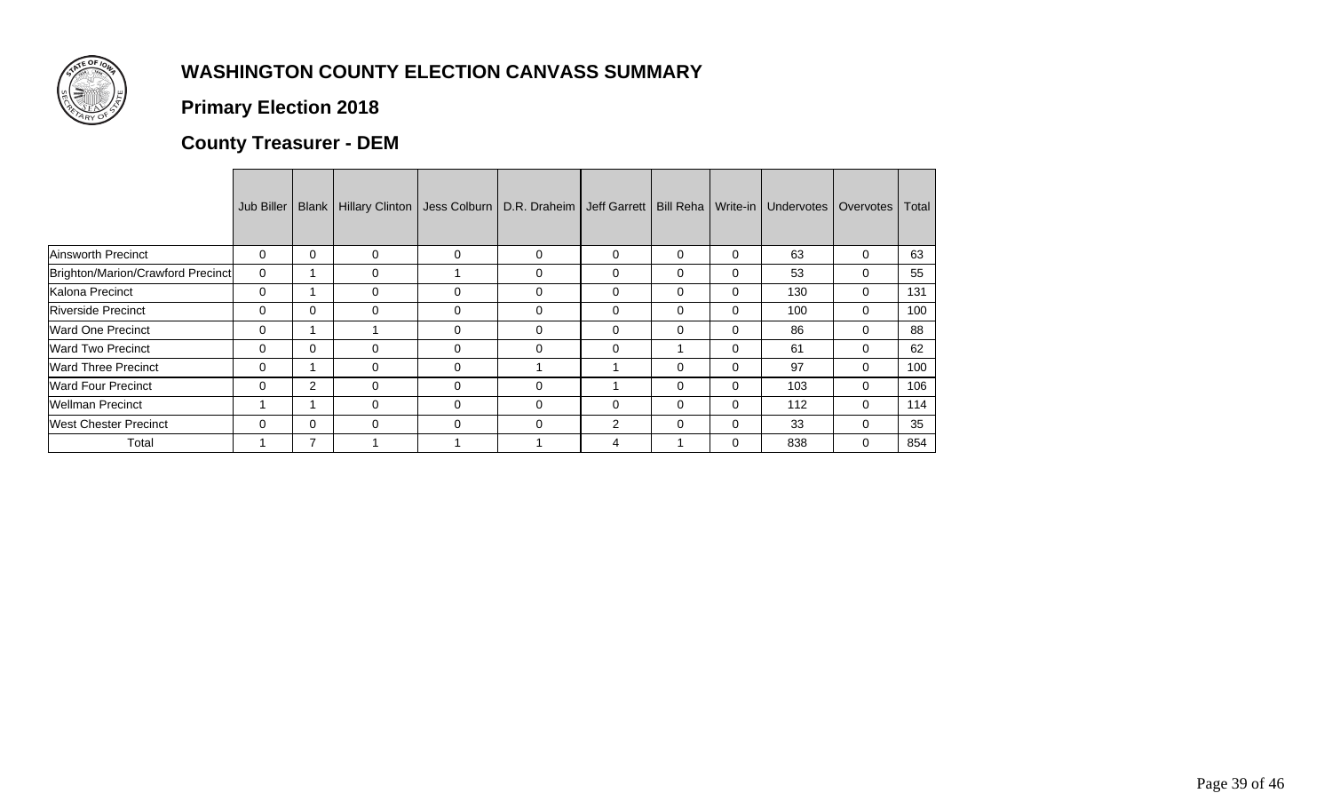# WASHINGTON COUNTY ELECTION CANVASS SUMMARY

## Primary Election 2018

## County Treasurer - DEM

| | Jub Biller | Blank | Hillary Clinton | Jess Colburn | D.R. Draheim | Jeff Garrett | Bill Reha | Write-in | Undervotes | Overvotes | Total |
|---|---|---|---|---|---|---|---|---|---|---|---|
| Ainsworth Precinct | 0 | 0 | 0 | 0 | 0 | 0 | 0 | 0 | 63 | 0 | 63 |
| Brighton/Marion/Crawford Precinct | 0 | 1 | 0 | 1 | 0 | 0 | 0 | 0 | 53 | 0 | 55 |
| Kalona Precinct | 0 | 1 | 0 | 0 | 0 | 0 | 0 | 0 | 130 | 0 | 131 |
| Riverside Precinct | 0 | 0 | 0 | 0 | 0 | 0 | 0 | 0 | 100 | 0 | 100 |
| Ward One Precinct | 0 | 1 | 1 | 0 | 0 | 0 | 0 | 0 | 86 | 0 | 88 |
| Ward Two Precinct | 0 | 0 | 0 | 0 | 0 | 0 | 1 | 0 | 61 | 0 | 62 |
| Ward Three Precinct | 0 | 1 | 0 | 0 | 1 | 1 | 0 | 0 | 97 | 0 | 100 |
| Ward Four Precinct | 0 | 2 | 0 | 0 | 0 | 1 | 0 | 0 | 103 | 0 | 106 |
| Wellman Precinct | 1 | 1 | 0 | 0 | 0 | 0 | 0 | 0 | 112 | 0 | 114 |
| West Chester Precinct | 0 | 0 | 0 | 0 | 0 | 2 | 0 | 0 | 33 | 0 | 35 |
| Total | 1 | 7 | 1 | 1 | 1 | 4 | 1 | 0 | 838 | 0 | 854 |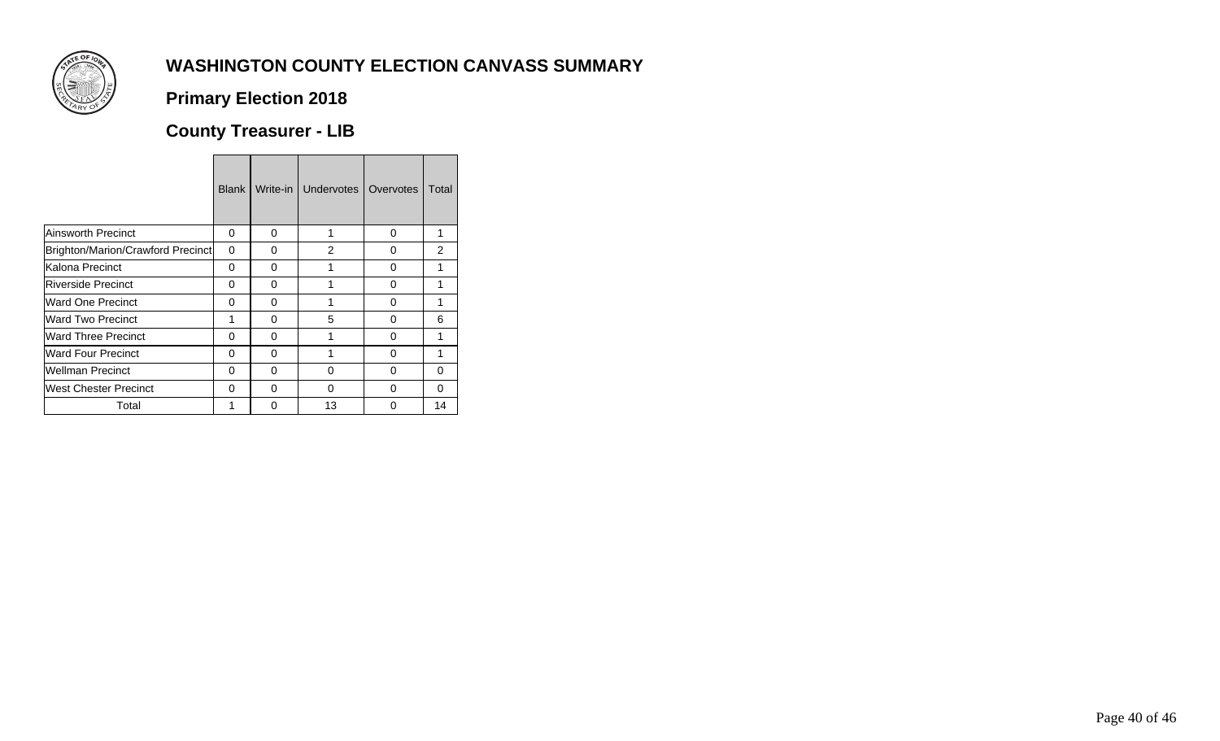# WASHINGTON COUNTY ELECTION CANVASS SUMMARY

## Primary Election 2018

## County Treasurer - LIB

| | Blank | Write-in | Undervotes | Overvotes | Total |
|---|---|---|---|---|---|
| Ainsworth Precinct | 0 | 0 | 1 | 0 | 1 |
| Brighton/Marion/Crawford Precinct | 0 | 0 | 2 | 0 | 2 |
| Kalona Precinct | 0 | 0 | 1 | 0 | 1 |
| Riverside Precinct | 0 | 0 | 1 | 0 | 1 |
| Ward One Precinct | 0 | 0 | 1 | 0 | 1 |
| Ward Two Precinct | 1 | 0 | 5 | 0 | 6 |
| Ward Three Precinct | 0 | 0 | 1 | 0 | 1 |
| Ward Four Precinct | 0 | 0 | 1 | 0 | 1 |
| Wellman Precinct | 0 | 0 | 0 | 0 | 0 |
| West Chester Precinct | 0 | 0 | 0 | 0 | 0 |
| Total | 1 | 0 | 13 | 0 | 14 |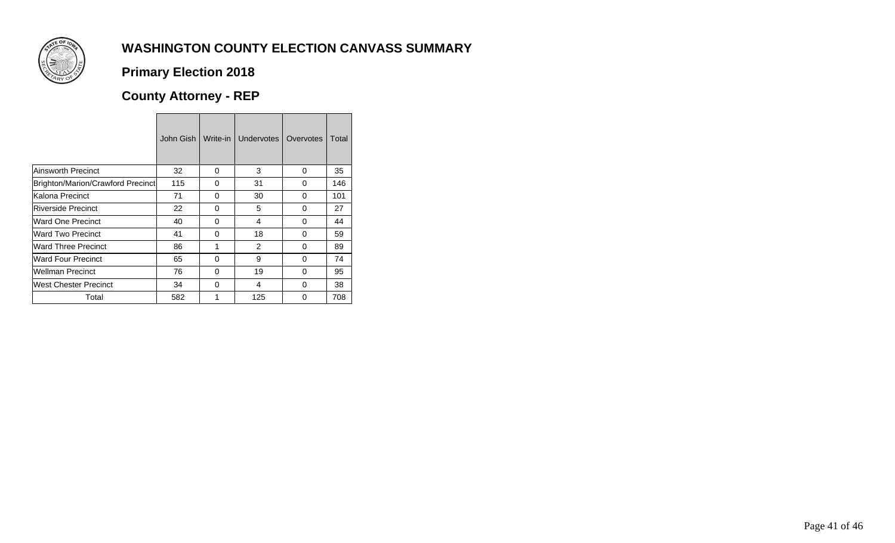# WASHINGTON COUNTY ELECTION CANVASS SUMMARY

## Primary Election 2018

## County Attorney - REP

| | John Gish | Write-in | Undervotes | Overvotes | Total |
|---|---|---|---|---|---|
| Ainsworth Precinct | 32 | 0 | 3 | 0 | 35 |
| Brighton/Marion/Crawford Precinct | 115 | 0 | 31 | 0 | 146 |
| Kalona Precinct | 71 | 0 | 30 | 0 | 101 |
| Riverside Precinct | 22 | 0 | 5 | 0 | 27 |
| Ward One Precinct | 40 | 0 | 4 | 0 | 44 |
| Ward Two Precinct | 41 | 0 | 18 | 0 | 59 |
| Ward Three Precinct | 86 | 1 | 2 | 0 | 89 |
| Ward Four Precinct | 65 | 0 | 9 | 0 | 74 |
| Wellman Precinct | 76 | 0 | 19 | 0 | 95 |
| West Chester Precinct | 34 | 0 | 4 | 0 | 38 |
| Total | 582 | 1 | 125 | 0 | 708 |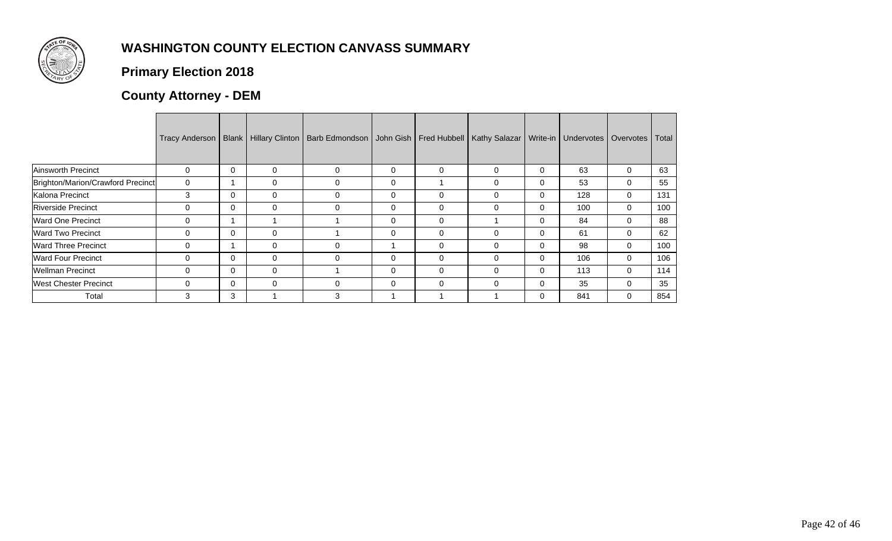## WASHINGTON COUNTY ELECTION CANVASS SUMMARY

### Primary Election 2018

### County Attorney - DEM

| | Tracy Anderson | Blank | Hillary Clinton | Barb Edmondson | John Gish | Fred Hubbell | Kathy Salazar | Write-in | Undervotes | Overvotes | Total |
|---|---|---|---|---|---|---|---|---|---|---|---|
| Ainsworth Precinct | 0 | 0 | 0 | 0 | 0 | 0 | 0 | 0 | 63 | 0 | 63 |
| Brighton/Marion/Crawford Precinct | 0 | 1 | 0 | 0 | 0 | 1 | 0 | 0 | 53 | 0 | 55 |
| Kalona Precinct | 3 | 0 | 0 | 0 | 0 | 0 | 0 | 0 | 128 | 0 | 131 |
| Riverside Precinct | 0 | 0 | 0 | 0 | 0 | 0 | 0 | 0 | 100 | 0 | 100 |
| Ward One Precinct | 0 | 1 | 1 | 1 | 0 | 0 | 1 | 0 | 84 | 0 | 88 |
| Ward Two Precinct | 0 | 0 | 0 | 1 | 0 | 0 | 0 | 0 | 61 | 0 | 62 |
| Ward Three Precinct | 0 | 1 | 0 | 0 | 1 | 0 | 0 | 0 | 98 | 0 | 100 |
| Ward Four Precinct | 0 | 0 | 0 | 0 | 0 | 0 | 0 | 0 | 106 | 0 | 106 |
| Wellman Precinct | 0 | 0 | 0 | 1 | 0 | 0 | 0 | 0 | 113 | 0 | 114 |
| West Chester Precinct | 0 | 0 | 0 | 0 | 0 | 0 | 0 | 0 | 35 | 0 | 35 |
| Total | 3 | 3 | 1 | 3 | 1 | 1 | 1 | 0 | 841 | 0 | 854 |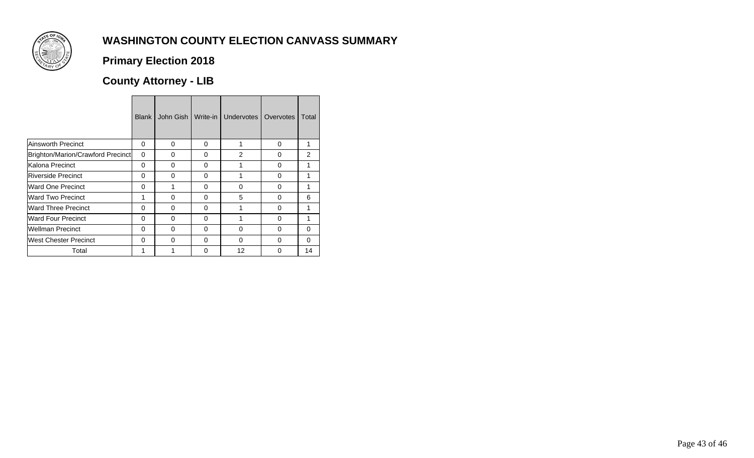# WASHINGTON COUNTY ELECTION CANVASS SUMMARY

## Primary Election 2018

## County Attorney - LIB

| | Blank | John Gish | Write-in | Undervotes | Overvotes | Total |
|---|---|---|---|---|---|---|
| Ainsworth Precinct | 0 | 0 | 0 | 1 | 0 | 1 |
| Brighton/Marion/Crawford Precinct | 0 | 0 | 0 | 2 | 0 | 2 |
| Kalona Precinct | 0 | 0 | 0 | 1 | 0 | 1 |
| Riverside Precinct | 0 | 0 | 0 | 1 | 0 | 1 |
| Ward One Precinct | 0 | 1 | 0 | 0 | 0 | 1 |
| Ward Two Precinct | 1 | 0 | 0 | 5 | 0 | 6 |
| Ward Three Precinct | 0 | 0 | 0 | 1 | 0 | 1 |
| Ward Four Precinct | 0 | 0 | 0 | 1 | 0 | 1 |
| Wellman Precinct | 0 | 0 | 0 | 0 | 0 | 0 |
| West Chester Precinct | 0 | 0 | 0 | 0 | 0 | 0 |
| Total | 1 | 1 | 0 | 12 | 0 | 14 |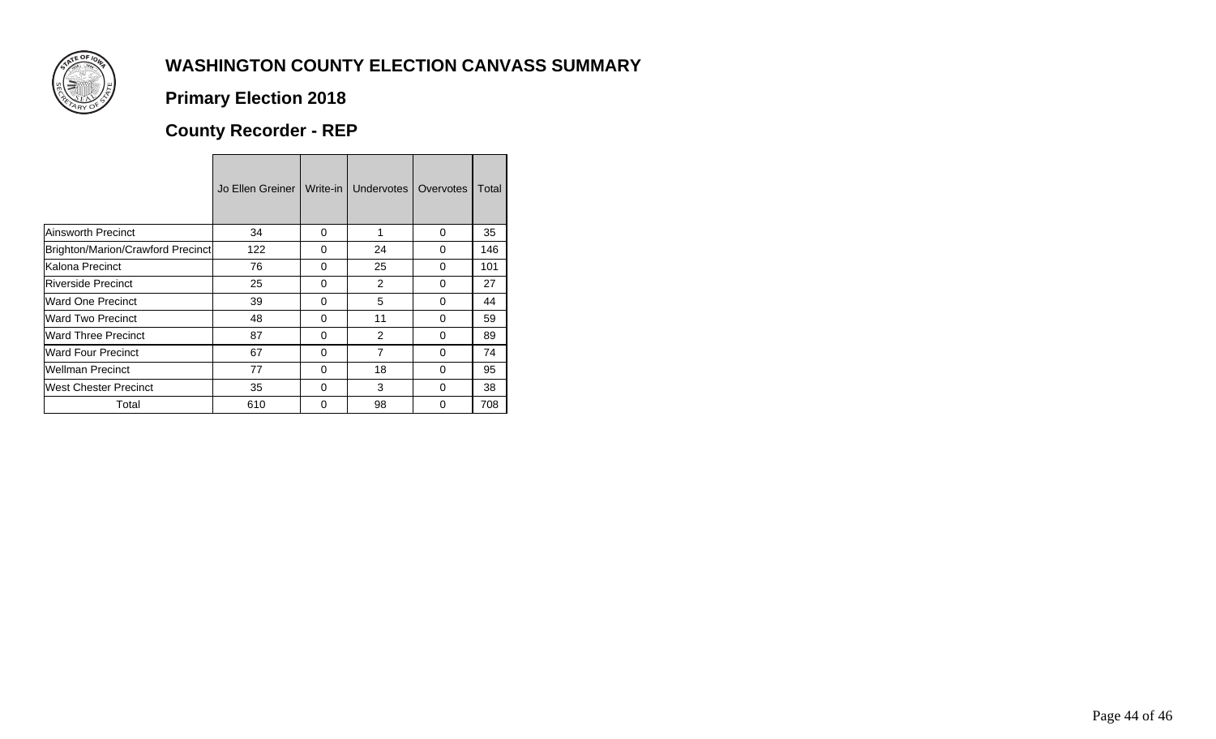# WASHINGTON COUNTY ELECTION CANVASS SUMMARY

## Primary Election 2018

## County Recorder - REP

| | Jo Ellen Greiner | Write-in | Undervotes | Overvotes | Total |
|---|---|---|---|---|---|
| Ainsworth Precinct | 34 | 0 | 1 | 0 | 35 |
| Brighton/Marion/Crawford Precinct | 122 | 0 | 24 | 0 | 146 |
| Kalona Precinct | 76 | 0 | 25 | 0 | 101 |
| Riverside Precinct | 25 | 0 | 2 | 0 | 27 |
| Ward One Precinct | 39 | 0 | 5 | 0 | 44 |
| Ward Two Precinct | 48 | 0 | 11 | 0 | 59 |
| Ward Three Precinct | 87 | 0 | 2 | 0 | 89 |
| Ward Four Precinct | 67 | 0 | 7 | 0 | 74 |
| Wellman Precinct | 77 | 0 | 18 | 0 | 95 |
| West Chester Precinct | 35 | 0 | 3 | 0 | 38 |
| Total | 610 | 0 | 98 | 0 | 708 |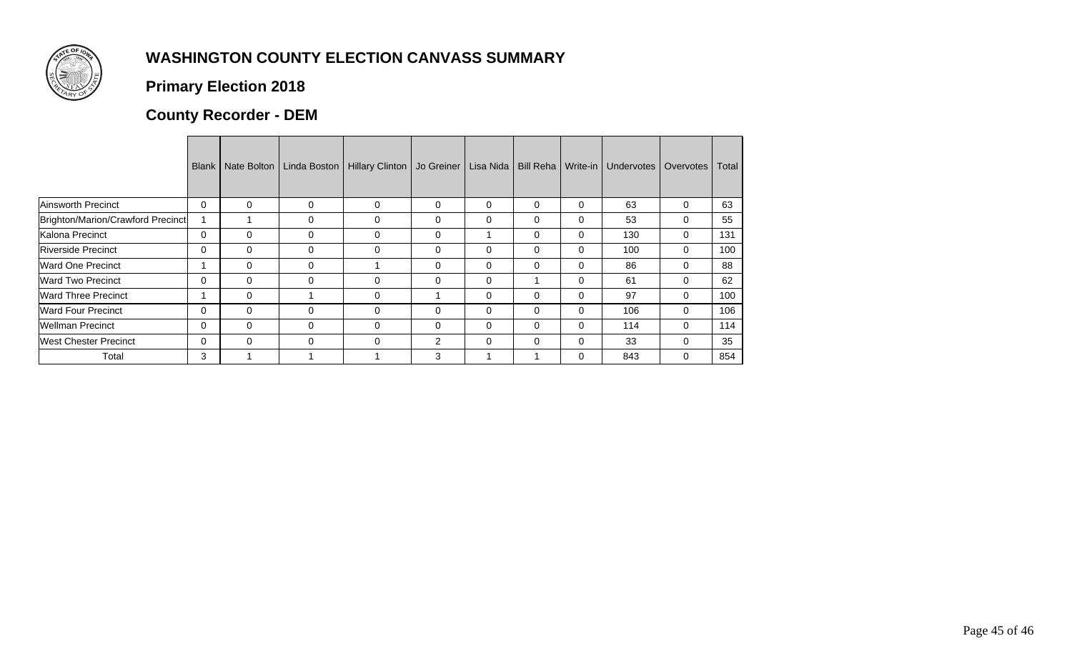# WASHINGTON COUNTY ELECTION CANVASS SUMMARY

## Primary Election 2018

## County Recorder - DEM

| | Blank | Nate Bolton | Linda Boston | Hillary Clinton | Jo Greiner | Lisa Nida | Bill Reha | Write-in | Undervotes | Overvotes | Total |
|---|---|---|---|---|---|---|---|---|---|---|---|
| Ainsworth Precinct | 0 | 0 | 0 | 0 | 0 | 0 | 0 | 0 | 63 | 0 | 63 |
| Brighton/Marion/Crawford Precinct | 1 | 1 | 0 | 0 | 0 | 0 | 0 | 0 | 53 | 0 | 55 |
| Kalona Precinct | 0 | 0 | 0 | 0 | 0 | 1 | 0 | 0 | 130 | 0 | 131 |
| Riverside Precinct | 0 | 0 | 0 | 0 | 0 | 0 | 0 | 0 | 100 | 0 | 100 |
| Ward One Precinct | 1 | 0 | 0 | 1 | 0 | 0 | 0 | 0 | 86 | 0 | 88 |
| Ward Two Precinct | 0 | 0 | 0 | 0 | 0 | 0 | 1 | 0 | 61 | 0 | 62 |
| Ward Three Precinct | 1 | 0 | 1 | 0 | 1 | 0 | 0 | 0 | 97 | 0 | 100 |
| Ward Four Precinct | 0 | 0 | 0 | 0 | 0 | 0 | 0 | 0 | 106 | 0 | 106 |
| Wellman Precinct | 0 | 0 | 0 | 0 | 0 | 0 | 0 | 0 | 114 | 0 | 114 |
| West Chester Precinct | 0 | 0 | 0 | 0 | 2 | 0 | 0 | 0 | 33 | 0 | 35 |
| Total | 3 | 1 | 1 | 1 | 3 | 1 | 1 | 0 | 843 | 0 | 854 |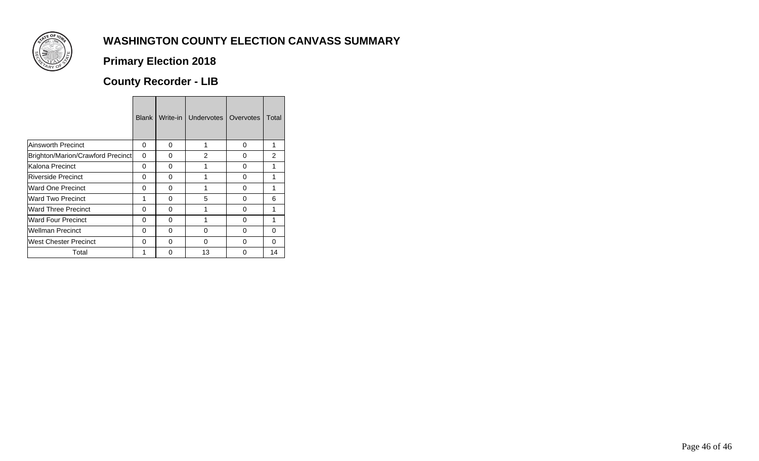# WASHINGTON COUNTY ELECTION CANVASS SUMMARY

## Primary Election 2018

## County Recorder - LIB

| | Blank | Write-in | Undervotes | Overvotes | Total |
|---|---|---|---|---|---|
| Ainsworth Precinct | 0 | 0 | 1 | 0 | 1 |
| Brighton/Marion/Crawford Precinct | 0 | 0 | 2 | 0 | 2 |
| Kalona Precinct | 0 | 0 | 1 | 0 | 1 |
| Riverside Precinct | 0 | 0 | 1 | 0 | 1 |
| Ward One Precinct | 0 | 0 | 1 | 0 | 1 |
| Ward Two Precinct | 1 | 0 | 5 | 0 | 6 |
| Ward Three Precinct | 0 | 0 | 1 | 0 | 1 |
| Ward Four Precinct | 0 | 0 | 1 | 0 | 1 |
| Wellman Precinct | 0 | 0 | 0 | 0 | 0 |
| West Chester Precinct | 0 | 0 | 0 | 0 | 0 |
| Total | 1 | 0 | 13 | 0 | 14 |